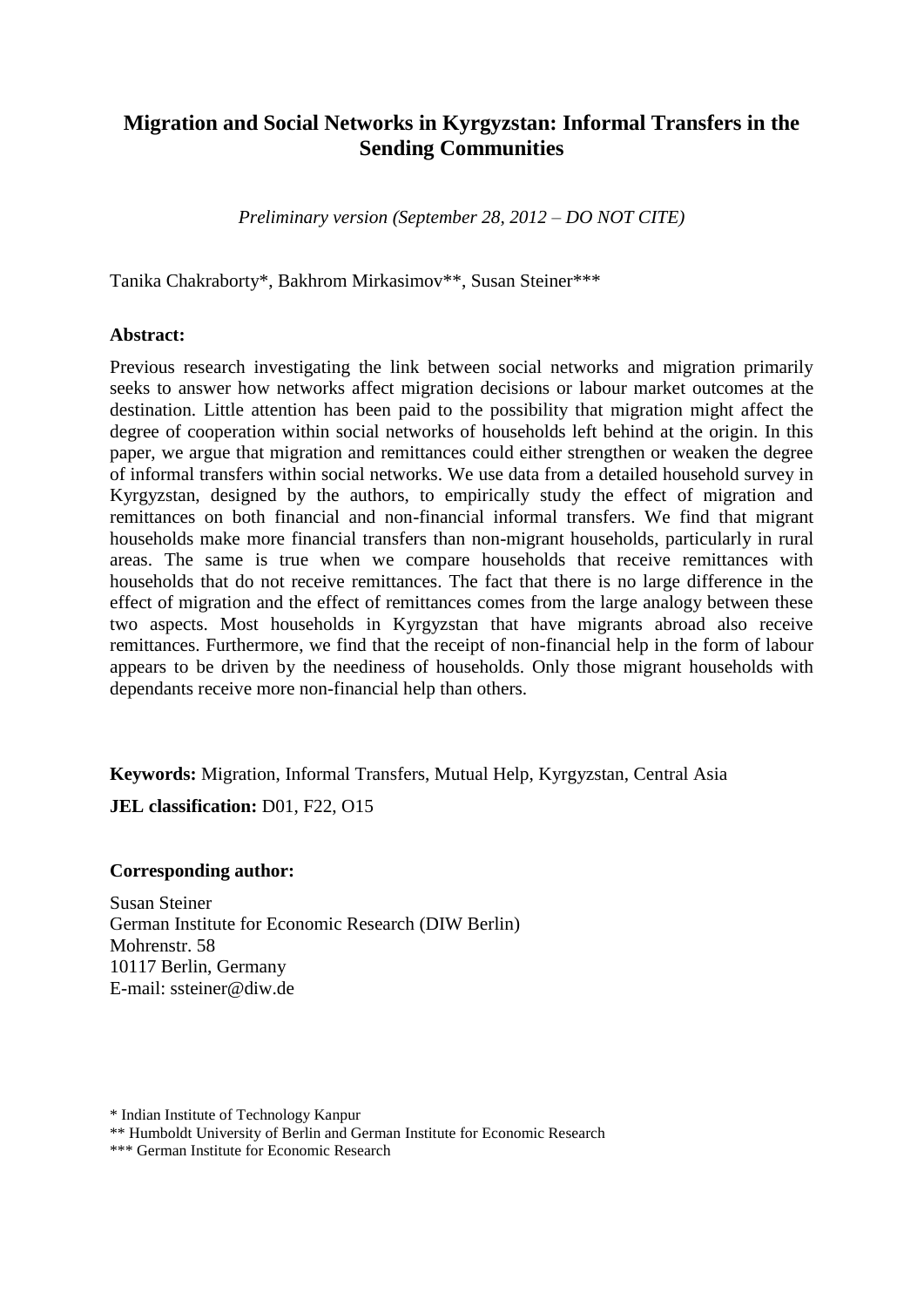# Migration and Social Networks in Kyrgyzstan: Informal Transfers in the Sending Communities

*Preliminary version (September 28, 2012 – DO NOT CITE)*

Tanika Chakraborty*, Bakhrom Mirkasimov**, Susan Steiner***

**Abstract:**

Previous research investigating the link between social networks and migration primarily seeks to answer how networks affect migration decisions or labour market outcomes at the destination. Little attention has been paid to the possibility that migration might affect the degree of cooperation within social networks of households left behind at the origin. In this paper, we argue that migration and remittances could either strengthen or weaken the degree of informal transfers within social networks. We use data from a detailed household survey in Kyrgyzstan, designed by the authors, to empirically study the effect of migration and remittances on both financial and non-financial informal transfers. We find that migrant households make more financial transfers than non-migrant households, particularly in rural areas. The same is true when we compare households that receive remittances with households that do not receive remittances. The fact that there is no large difference in the effect of migration and the effect of remittances comes from the large analogy between these two aspects. Most households in Kyrgyzstan that have migrants abroad also receive remittances. Furthermore, we find that the receipt of non-financial help in the form of labour appears to be driven by the neediness of households. Only those migrant households with dependants receive more non-financial help than others.

**Keywords:** Migration, Informal Transfers, Mutual Help, Kyrgyzstan, Central Asia

**JEL classification:** D01, F22, O15

**Corresponding author:**

Susan Steiner
German Institute for Economic Research (DIW Berlin)
Mohrenstr. 58
10117 Berlin, Germany
E-mail: ssteiner@diw.de

* Indian Institute of Technology Kanpur

** Humboldt University of Berlin and German Institute for Economic Research

*** German Institute for Economic Research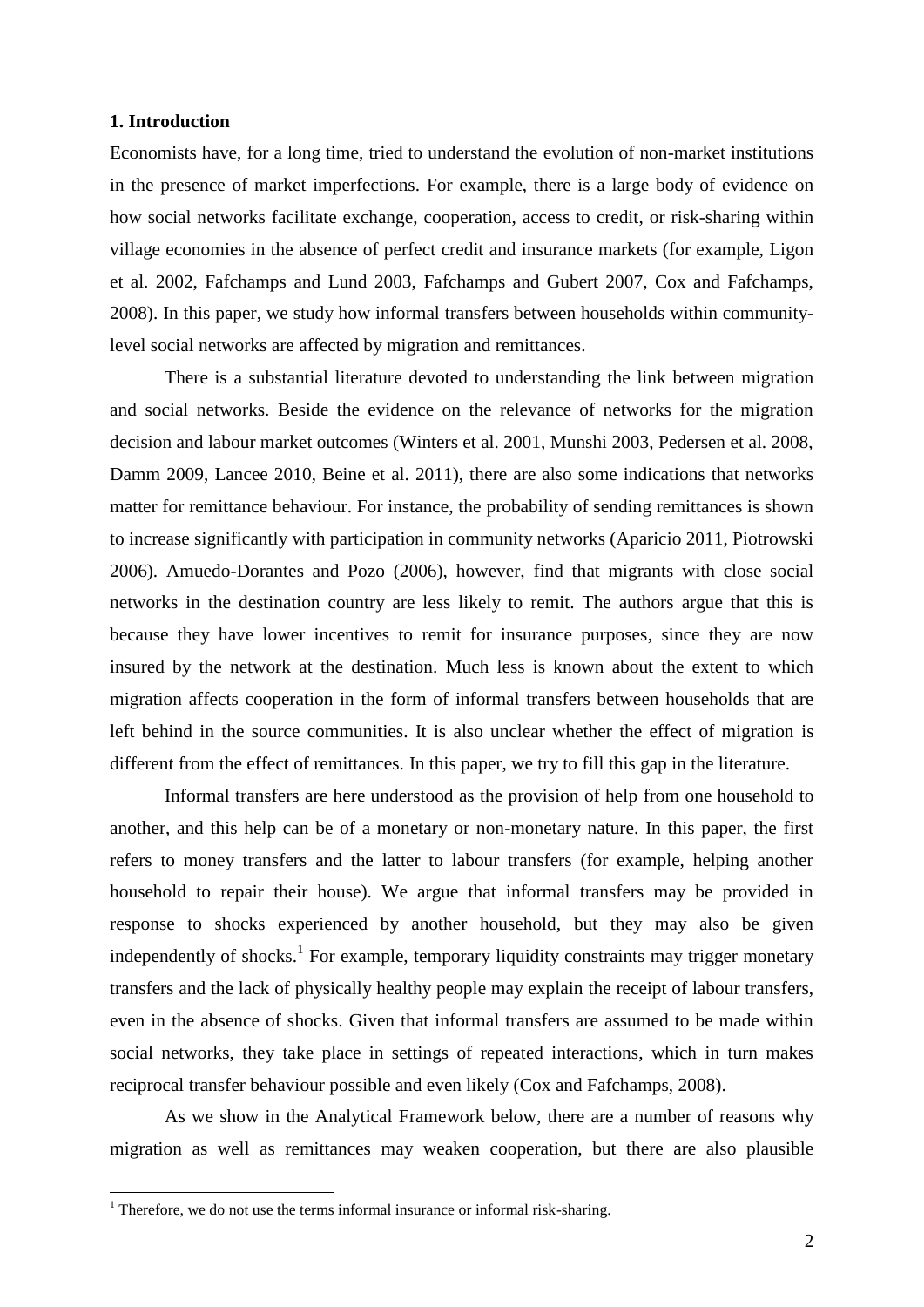## 1. Introduction

Economists have, for a long time, tried to understand the evolution of non-market institutions in the presence of market imperfections. For example, there is a large body of evidence on how social networks facilitate exchange, cooperation, access to credit, or risk-sharing within village economies in the absence of perfect credit and insurance markets (for example, Ligon et al. 2002, Fafchamps and Lund 2003, Fafchamps and Gubert 2007, Cox and Fafchamps, 2008). In this paper, we study how informal transfers between households within community-level social networks are affected by migration and remittances.

There is a substantial literature devoted to understanding the link between migration and social networks. Beside the evidence on the relevance of networks for the migration decision and labour market outcomes (Winters et al. 2001, Munshi 2003, Pedersen et al. 2008, Damm 2009, Lancee 2010, Beine et al. 2011), there are also some indications that networks matter for remittance behaviour. For instance, the probability of sending remittances is shown to increase significantly with participation in community networks (Aparicio 2011, Piotrowski 2006). Amuedo-Dorantes and Pozo (2006), however, find that migrants with close social networks in the destination country are less likely to remit. The authors argue that this is because they have lower incentives to remit for insurance purposes, since they are now insured by the network at the destination. Much less is known about the extent to which migration affects cooperation in the form of informal transfers between households that are left behind in the source communities. It is also unclear whether the effect of migration is different from the effect of remittances. In this paper, we try to fill this gap in the literature.

Informal transfers are here understood as the provision of help from one household to another, and this help can be of a monetary or non-monetary nature. In this paper, the first refers to money transfers and the latter to labour transfers (for example, helping another household to repair their house). We argue that informal transfers may be provided in response to shocks experienced by another household, but they may also be given independently of shocks.[1] For example, temporary liquidity constraints may trigger monetary transfers and the lack of physically healthy people may explain the receipt of labour transfers, even in the absence of shocks. Given that informal transfers are assumed to be made within social networks, they take place in settings of repeated interactions, which in turn makes reciprocal transfer behaviour possible and even likely (Cox and Fafchamps, 2008).

As we show in the Analytical Framework below, there are a number of reasons why migration as well as remittances may weaken cooperation, but there are also plausible

[1] Therefore, we do not use the terms informal insurance or informal risk-sharing.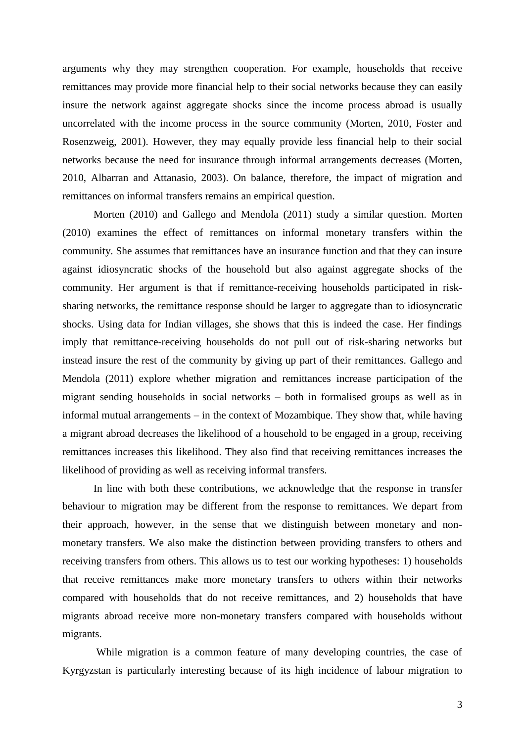arguments why they may strengthen cooperation. For example, households that receive remittances may provide more financial help to their social networks because they can easily insure the network against aggregate shocks since the income process abroad is usually uncorrelated with the income process in the source community (Morten, 2010, Foster and Rosenzweig, 2001). However, they may equally provide less financial help to their social networks because the need for insurance through informal arrangements decreases (Morten, 2010, Albarran and Attanasio, 2003). On balance, therefore, the impact of migration and remittances on informal transfers remains an empirical question.

Morten (2010) and Gallego and Mendola (2011) study a similar question. Morten (2010) examines the effect of remittances on informal monetary transfers within the community. She assumes that remittances have an insurance function and that they can insure against idiosyncratic shocks of the household but also against aggregate shocks of the community. Her argument is that if remittance-receiving households participated in risk-sharing networks, the remittance response should be larger to aggregate than to idiosyncratic shocks. Using data for Indian villages, she shows that this is indeed the case. Her findings imply that remittance-receiving households do not pull out of risk-sharing networks but instead insure the rest of the community by giving up part of their remittances. Gallego and Mendola (2011) explore whether migration and remittances increase participation of the migrant sending households in social networks – both in formalised groups as well as in informal mutual arrangements – in the context of Mozambique. They show that, while having a migrant abroad decreases the likelihood of a household to be engaged in a group, receiving remittances increases this likelihood. They also find that receiving remittances increases the likelihood of providing as well as receiving informal transfers.

In line with both these contributions, we acknowledge that the response in transfer behaviour to migration may be different from the response to remittances. We depart from their approach, however, in the sense that we distinguish between monetary and non-monetary transfers. We also make the distinction between providing transfers to others and receiving transfers from others. This allows us to test our working hypotheses: 1) households that receive remittances make more monetary transfers to others within their networks compared with households that do not receive remittances, and 2) households that have migrants abroad receive more non-monetary transfers compared with households without migrants.

While migration is a common feature of many developing countries, the case of Kyrgyzstan is particularly interesting because of its high incidence of labour migration to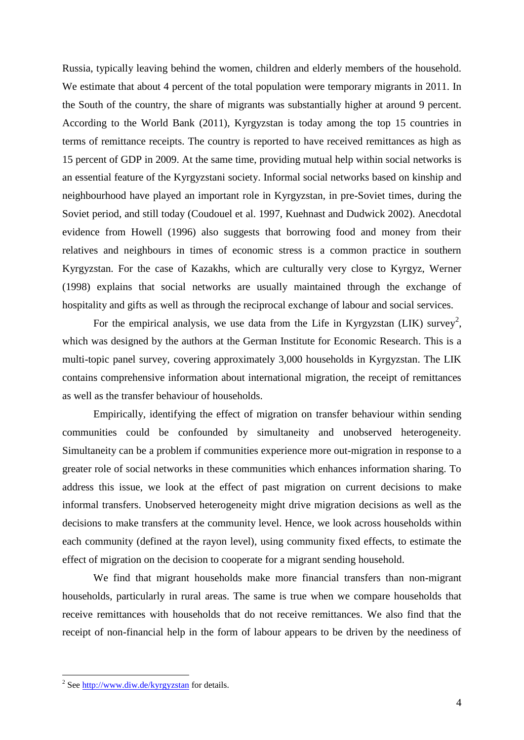Russia, typically leaving behind the women, children and elderly members of the household. We estimate that about 4 percent of the total population were temporary migrants in 2011. In the South of the country, the share of migrants was substantially higher at around 9 percent. According to the World Bank (2011), Kyrgyzstan is today among the top 15 countries in terms of remittance receipts. The country is reported to have received remittances as high as 15 percent of GDP in 2009. At the same time, providing mutual help within social networks is an essential feature of the Kyrgyzstani society. Informal social networks based on kinship and neighbourhood have played an important role in Kyrgyzstan, in pre-Soviet times, during the Soviet period, and still today (Coudouel et al. 1997, Kuehnast and Dudwick 2002). Anecdotal evidence from Howell (1996) also suggests that borrowing food and money from their relatives and neighbours in times of economic stress is a common practice in southern Kyrgyzstan. For the case of Kazakhs, which are culturally very close to Kyrgyz, Werner (1998) explains that social networks are usually maintained through the exchange of hospitality and gifts as well as through the reciprocal exchange of labour and social services.

For the empirical analysis, we use data from the Life in Kyrgyzstan (LIK) survey[2], which was designed by the authors at the German Institute for Economic Research. This is a multi-topic panel survey, covering approximately 3,000 households in Kyrgyzstan. The LIK contains comprehensive information about international migration, the receipt of remittances as well as the transfer behaviour of households.

Empirically, identifying the effect of migration on transfer behaviour within sending communities could be confounded by simultaneity and unobserved heterogeneity. Simultaneity can be a problem if communities experience more out-migration in response to a greater role of social networks in these communities which enhances information sharing. To address this issue, we look at the effect of past migration on current decisions to make informal transfers. Unobserved heterogeneity might drive migration decisions as well as the decisions to make transfers at the community level. Hence, we look across households within each community (defined at the rayon level), using community fixed effects, to estimate the effect of migration on the decision to cooperate for a migrant sending household.

We find that migrant households make more financial transfers than non-migrant households, particularly in rural areas. The same is true when we compare households that receive remittances with households that do not receive remittances. We also find that the receipt of non-financial help in the form of labour appears to be driven by the neediness of

---

[2] See http://www.diw.de/kyrgyzstan for details.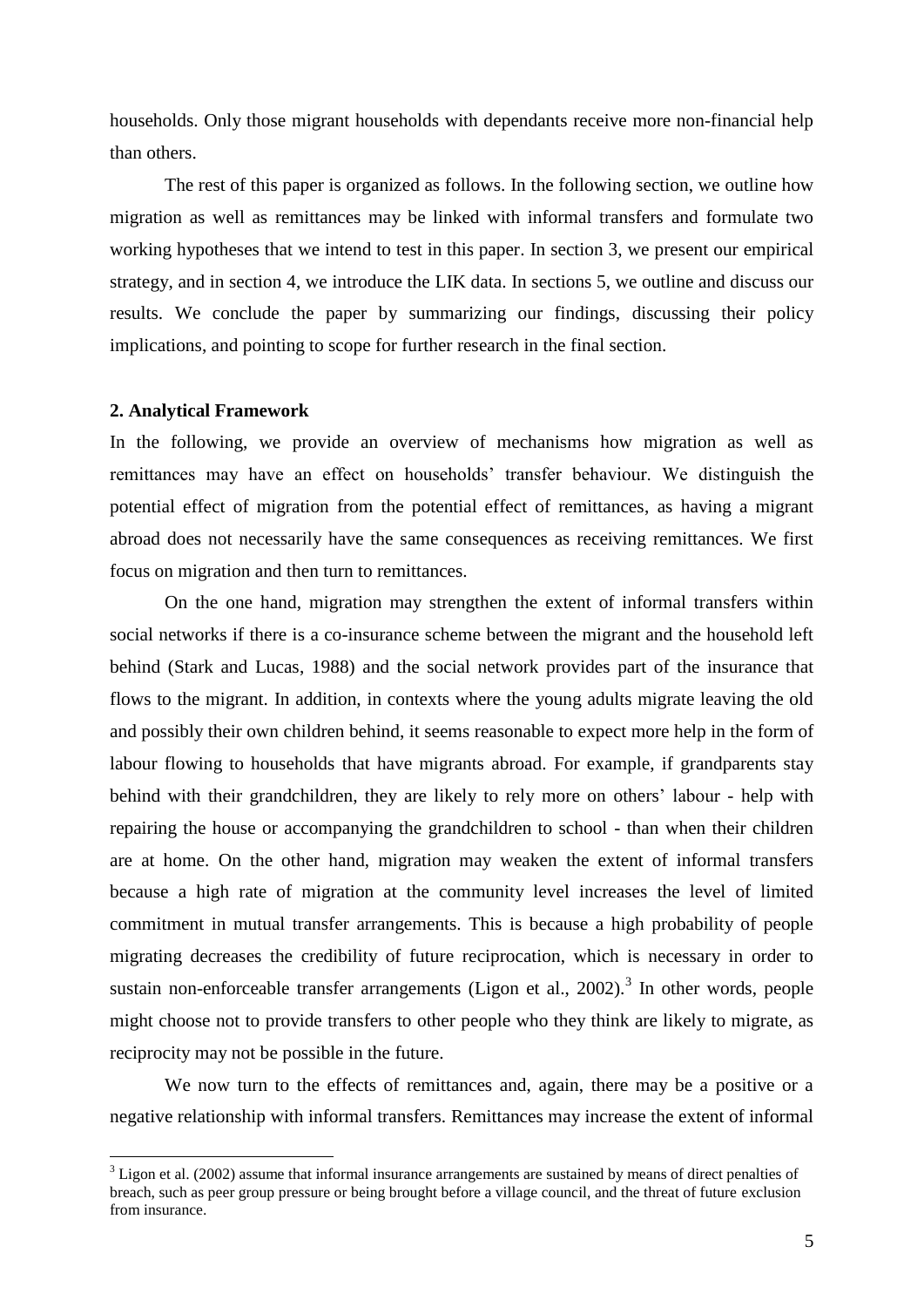households. Only those migrant households with dependants receive more non-financial help than others.

The rest of this paper is organized as follows. In the following section, we outline how migration as well as remittances may be linked with informal transfers and formulate two working hypotheses that we intend to test in this paper. In section 3, we present our empirical strategy, and in section 4, we introduce the LIK data. In sections 5, we outline and discuss our results. We conclude the paper by summarizing our findings, discussing their policy implications, and pointing to scope for further research in the final section.

## 2. Analytical Framework

In the following, we provide an overview of mechanisms how migration as well as remittances may have an effect on households' transfer behaviour. We distinguish the potential effect of migration from the potential effect of remittances, as having a migrant abroad does not necessarily have the same consequences as receiving remittances. We first focus on migration and then turn to remittances.

On the one hand, migration may strengthen the extent of informal transfers within social networks if there is a co-insurance scheme between the migrant and the household left behind (Stark and Lucas, 1988) and the social network provides part of the insurance that flows to the migrant. In addition, in contexts where the young adults migrate leaving the old and possibly their own children behind, it seems reasonable to expect more help in the form of labour flowing to households that have migrants abroad. For example, if grandparents stay behind with their grandchildren, they are likely to rely more on others' labour - help with repairing the house or accompanying the grandchildren to school - than when their children are at home. On the other hand, migration may weaken the extent of informal transfers because a high rate of migration at the community level increases the level of limited commitment in mutual transfer arrangements. This is because a high probability of people migrating decreases the credibility of future reciprocation, which is necessary in order to sustain non-enforceable transfer arrangements (Ligon et al., 2002).[3] In other words, people might choose not to provide transfers to other people who they think are likely to migrate, as reciprocity may not be possible in the future.

We now turn to the effects of remittances and, again, there may be a positive or a negative relationship with informal transfers. Remittances may increase the extent of informal

[3] Ligon et al. (2002) assume that informal insurance arrangements are sustained by means of direct penalties of breach, such as peer group pressure or being brought before a village council, and the threat of future exclusion from insurance.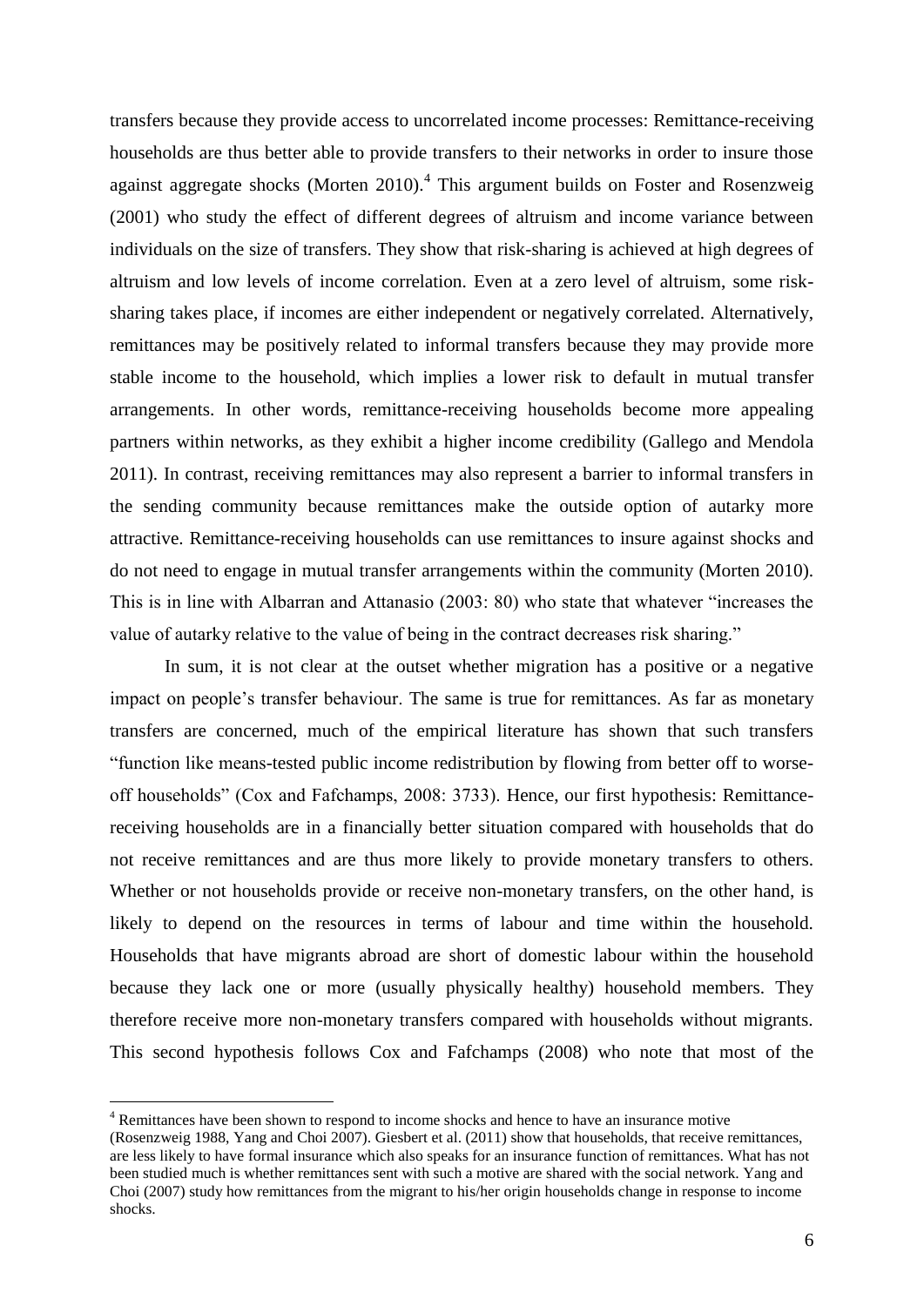transfers because they provide access to uncorrelated income processes: Remittance-receiving households are thus better able to provide transfers to their networks in order to insure those against aggregate shocks (Morten 2010).[4] This argument builds on Foster and Rosenzweig (2001) who study the effect of different degrees of altruism and income variance between individuals on the size of transfers. They show that risk-sharing is achieved at high degrees of altruism and low levels of income correlation. Even at a zero level of altruism, some risk-sharing takes place, if incomes are either independent or negatively correlated. Alternatively, remittances may be positively related to informal transfers because they may provide more stable income to the household, which implies a lower risk to default in mutual transfer arrangements. In other words, remittance-receiving households become more appealing partners within networks, as they exhibit a higher income credibility (Gallego and Mendola 2011). In contrast, receiving remittances may also represent a barrier to informal transfers in the sending community because remittances make the outside option of autarky more attractive. Remittance-receiving households can use remittances to insure against shocks and do not need to engage in mutual transfer arrangements within the community (Morten 2010). This is in line with Albarran and Attanasio (2003: 80) who state that whatever "increases the value of autarky relative to the value of being in the contract decreases risk sharing."

In sum, it is not clear at the outset whether migration has a positive or a negative impact on people's transfer behaviour. The same is true for remittances. As far as monetary transfers are concerned, much of the empirical literature has shown that such transfers "function like means-tested public income redistribution by flowing from better off to worse-off households" (Cox and Fafchamps, 2008: 3733). Hence, our first hypothesis: Remittance-receiving households are in a financially better situation compared with households that do not receive remittances and are thus more likely to provide monetary transfers to others. Whether or not households provide or receive non-monetary transfers, on the other hand, is likely to depend on the resources in terms of labour and time within the household. Households that have migrants abroad are short of domestic labour within the household because they lack one or more (usually physically healthy) household members. They therefore receive more non-monetary transfers compared with households without migrants. This second hypothesis follows Cox and Fafchamps (2008) who note that most of the

[4] Remittances have been shown to respond to income shocks and hence to have an insurance motive (Rosenzweig 1988, Yang and Choi 2007). Giesbert et al. (2011) show that households, that receive remittances, are less likely to have formal insurance which also speaks for an insurance function of remittances. What has not been studied much is whether remittances sent with such a motive are shared with the social network. Yang and Choi (2007) study how remittances from the migrant to his/her origin households change in response to income shocks.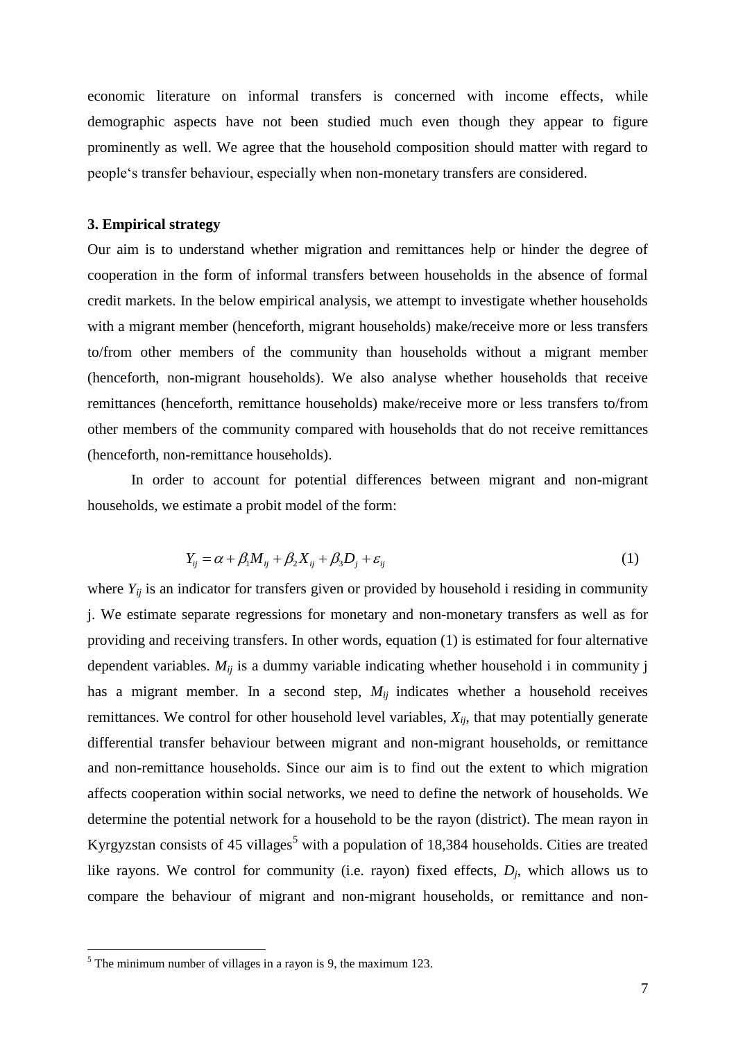economic literature on informal transfers is concerned with income effects, while demographic aspects have not been studied much even though they appear to figure prominently as well. We agree that the household composition should matter with regard to people's transfer behaviour, especially when non-monetary transfers are considered.

### 3. Empirical strategy

Our aim is to understand whether migration and remittances help or hinder the degree of cooperation in the form of informal transfers between households in the absence of formal credit markets. In the below empirical analysis, we attempt to investigate whether households with a migrant member (henceforth, migrant households) make/receive more or less transfers to/from other members of the community than households without a migrant member (henceforth, non-migrant households). We also analyse whether households that receive remittances (henceforth, remittance households) make/receive more or less transfers to/from other members of the community compared with households that do not receive remittances (henceforth, non-remittance households).

In order to account for potential differences between migrant and non-migrant households, we estimate a probit model of the form:

$$Y_{ij} = \alpha + \beta_1 M_{ij} + \beta_2 X_{ij} + \beta_3 D_j + \varepsilon_{ij} \tag{1}$$

where $Y_{ij}$ is an indicator for transfers given or provided by household i residing in community j. We estimate separate regressions for monetary and non-monetary transfers as well as for providing and receiving transfers. In other words, equation (1) is estimated for four alternative dependent variables. $M_{ij}$ is a dummy variable indicating whether household i in community j has a migrant member. In a second step, $M_{ij}$ indicates whether a household receives remittances. We control for other household level variables, $X_{ij}$, that may potentially generate differential transfer behaviour between migrant and non-migrant households, or remittance and non-remittance households. Since our aim is to find out the extent to which migration affects cooperation within social networks, we need to define the network of households. We determine the potential network for a household to be the rayon (district). The mean rayon in Kyrgyzstan consists of 45 villages[5] with a population of 18,384 households. Cities are treated like rayons. We control for community (i.e. rayon) fixed effects, $D_j$, which allows us to compare the behaviour of migrant and non-migrant households, or remittance and non-

[5] The minimum number of villages in a rayon is 9, the maximum 123.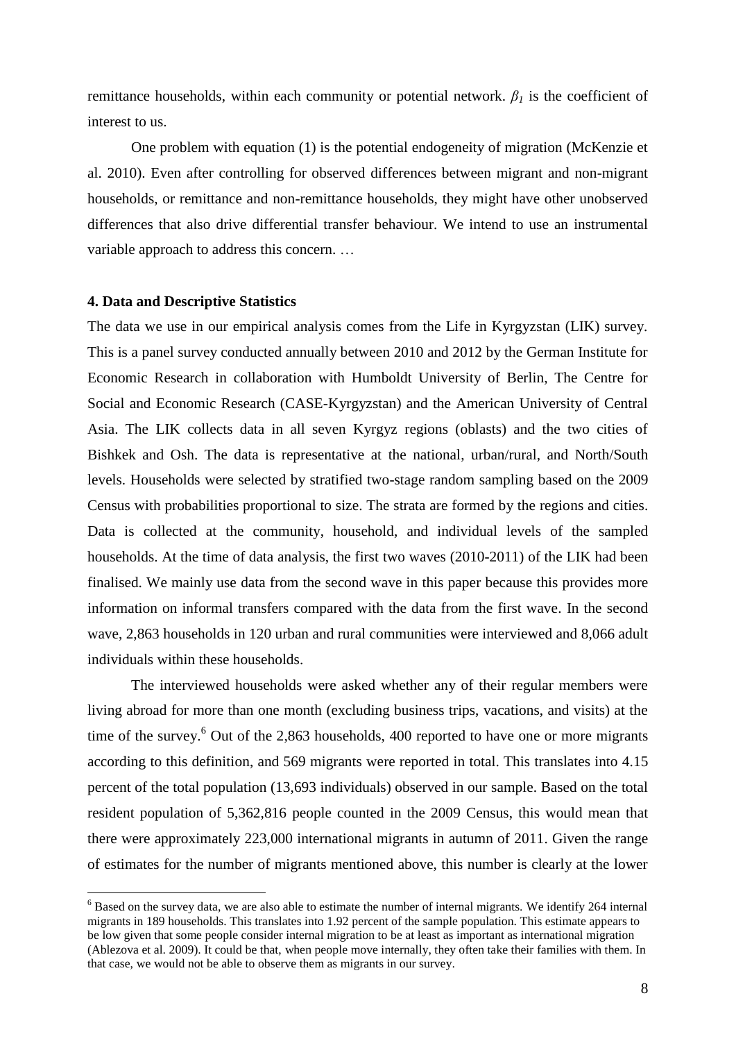remittance households, within each community or potential network. $\beta_1$ is the coefficient of interest to us.

One problem with equation (1) is the potential endogeneity of migration (McKenzie et al. 2010). Even after controlling for observed differences between migrant and non-migrant households, or remittance and non-remittance households, they might have other unobserved differences that also drive differential transfer behaviour. We intend to use an instrumental variable approach to address this concern. …

#### 4. Data and Descriptive Statistics

The data we use in our empirical analysis comes from the Life in Kyrgyzstan (LIK) survey. This is a panel survey conducted annually between 2010 and 2012 by the German Institute for Economic Research in collaboration with Humboldt University of Berlin, The Centre for Social and Economic Research (CASE-Kyrgyzstan) and the American University of Central Asia. The LIK collects data in all seven Kyrgyz regions (oblasts) and the two cities of Bishkek and Osh. The data is representative at the national, urban/rural, and North/South levels. Households were selected by stratified two-stage random sampling based on the 2009 Census with probabilities proportional to size. The strata are formed by the regions and cities. Data is collected at the community, household, and individual levels of the sampled households. At the time of data analysis, the first two waves (2010-2011) of the LIK had been finalised. We mainly use data from the second wave in this paper because this provides more information on informal transfers compared with the data from the first wave. In the second wave, 2,863 households in 120 urban and rural communities were interviewed and 8,066 adult individuals within these households.

The interviewed households were asked whether any of their regular members were living abroad for more than one month (excluding business trips, vacations, and visits) at the time of the survey.[6] Out of the 2,863 households, 400 reported to have one or more migrants according to this definition, and 569 migrants were reported in total. This translates into 4.15 percent of the total population (13,693 individuals) observed in our sample. Based on the total resident population of 5,362,816 people counted in the 2009 Census, this would mean that there were approximately 223,000 international migrants in autumn of 2011. Given the range of estimates for the number of migrants mentioned above, this number is clearly at the lower

[6] Based on the survey data, we are also able to estimate the number of internal migrants. We identify 264 internal migrants in 189 households. This translates into 1.92 percent of the sample population. This estimate appears to be low given that some people consider internal migration to be at least as important as international migration (Ablezova et al. 2009). It could be that, when people move internally, they often take their families with them. In that case, we would not be able to observe them as migrants in our survey.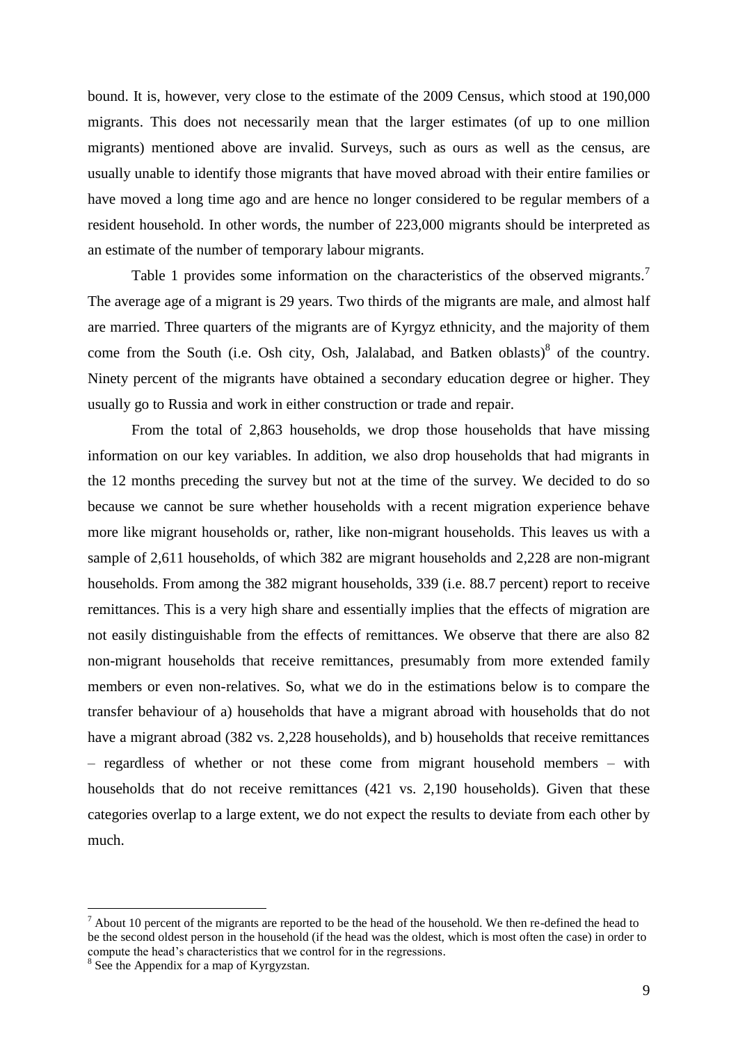bound. It is, however, very close to the estimate of the 2009 Census, which stood at 190,000 migrants. This does not necessarily mean that the larger estimates (of up to one million migrants) mentioned above are invalid. Surveys, such as ours as well as the census, are usually unable to identify those migrants that have moved abroad with their entire families or have moved a long time ago and are hence no longer considered to be regular members of a resident household. In other words, the number of 223,000 migrants should be interpreted as an estimate of the number of temporary labour migrants.

Table 1 provides some information on the characteristics of the observed migrants.[7] The average age of a migrant is 29 years. Two thirds of the migrants are male, and almost half are married. Three quarters of the migrants are of Kyrgyz ethnicity, and the majority of them come from the South (i.e. Osh city, Osh, Jalalabad, and Batken oblasts)[8] of the country. Ninety percent of the migrants have obtained a secondary education degree or higher. They usually go to Russia and work in either construction or trade and repair.

From the total of 2,863 households, we drop those households that have missing information on our key variables. In addition, we also drop households that had migrants in the 12 months preceding the survey but not at the time of the survey. We decided to do so because we cannot be sure whether households with a recent migration experience behave more like migrant households or, rather, like non-migrant households. This leaves us with a sample of 2,611 households, of which 382 are migrant households and 2,228 are non-migrant households. From among the 382 migrant households, 339 (i.e. 88.7 percent) report to receive remittances. This is a very high share and essentially implies that the effects of migration are not easily distinguishable from the effects of remittances. We observe that there are also 82 non-migrant households that receive remittances, presumably from more extended family members or even non-relatives. So, what we do in the estimations below is to compare the transfer behaviour of a) households that have a migrant abroad with households that do not have a migrant abroad (382 vs. 2,228 households), and b) households that receive remittances – regardless of whether or not these come from migrant household members – with households that do not receive remittances (421 vs. 2,190 households). Given that these categories overlap to a large extent, we do not expect the results to deviate from each other by much.

---

[7] About 10 percent of the migrants are reported to be the head of the household. We then re-defined the head to be the second oldest person in the household (if the head was the oldest, which is most often the case) in order to compute the head's characteristics that we control for in the regressions.

[8] See the Appendix for a map of Kyrgyzstan.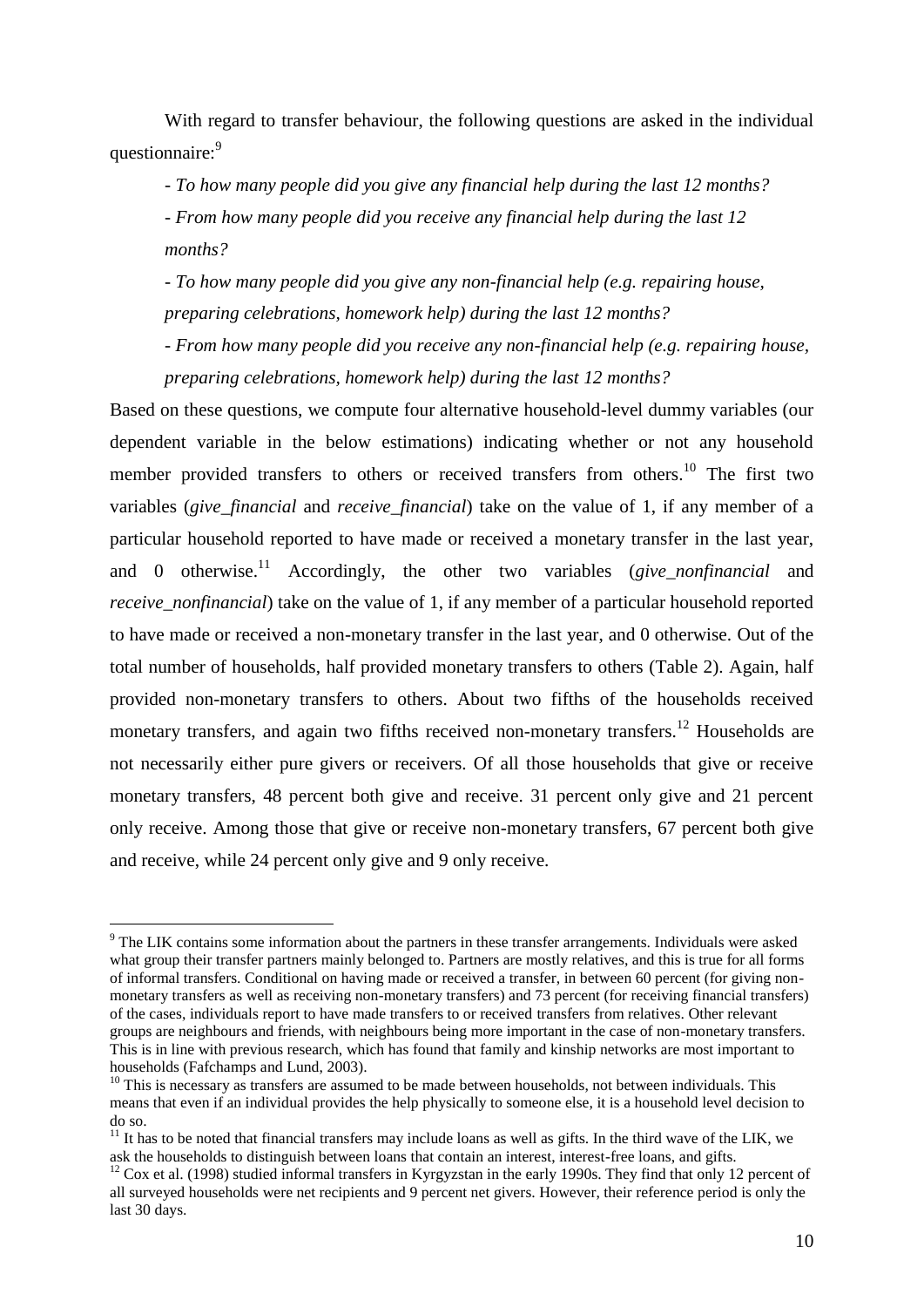With regard to transfer behaviour, the following questions are asked in the individual questionnaire:[9]

*- To how many people did you give any financial help during the last 12 months?*

*- From how many people did you receive any financial help during the last 12 months?*

*- To how many people did you give any non-financial help (e.g. repairing house, preparing celebrations, homework help) during the last 12 months?*

*- From how many people did you receive any non-financial help (e.g. repairing house, preparing celebrations, homework help) during the last 12 months?*

Based on these questions, we compute four alternative household-level dummy variables (our dependent variable in the below estimations) indicating whether or not any household member provided transfers to others or received transfers from others.[10] The first two variables (*give_financial* and *receive_financial*) take on the value of 1, if any member of a particular household reported to have made or received a monetary transfer in the last year, and 0 otherwise.[11] Accordingly, the other two variables (*give_nonfinancial* and *receive_nonfinancial*) take on the value of 1, if any member of a particular household reported to have made or received a non-monetary transfer in the last year, and 0 otherwise. Out of the total number of households, half provided monetary transfers to others (Table 2). Again, half provided non-monetary transfers to others. About two fifths of the households received monetary transfers, and again two fifths received non-monetary transfers.[12] Households are not necessarily either pure givers or receivers. Of all those households that give or receive monetary transfers, 48 percent both give and receive. 31 percent only give and 21 percent only receive. Among those that give or receive non-monetary transfers, 67 percent both give and receive, while 24 percent only give and 9 only receive.

---

[9] The LIK contains some information about the partners in these transfer arrangements. Individuals were asked what group their transfer partners mainly belonged to. Partners are mostly relatives, and this is true for all forms of informal transfers. Conditional on having made or received a transfer, in between 60 percent (for giving non-monetary transfers as well as receiving non-monetary transfers) and 73 percent (for receiving financial transfers) of the cases, individuals report to have made transfers to or received transfers from relatives. Other relevant groups are neighbours and friends, with neighbours being more important in the case of non-monetary transfers. This is in line with previous research, which has found that family and kinship networks are most important to households (Fafchamps and Lund, 2003).

[10] This is necessary as transfers are assumed to be made between households, not between individuals. This means that even if an individual provides the help physically to someone else, it is a household level decision to do so.

[11] It has to be noted that financial transfers may include loans as well as gifts. In the third wave of the LIK, we ask the households to distinguish between loans that contain an interest, interest-free loans, and gifts.

[12] Cox et al. (1998) studied informal transfers in Kyrgyzstan in the early 1990s. They find that only 12 percent of all surveyed households were net recipients and 9 percent net givers. However, their reference period is only the last 30 days.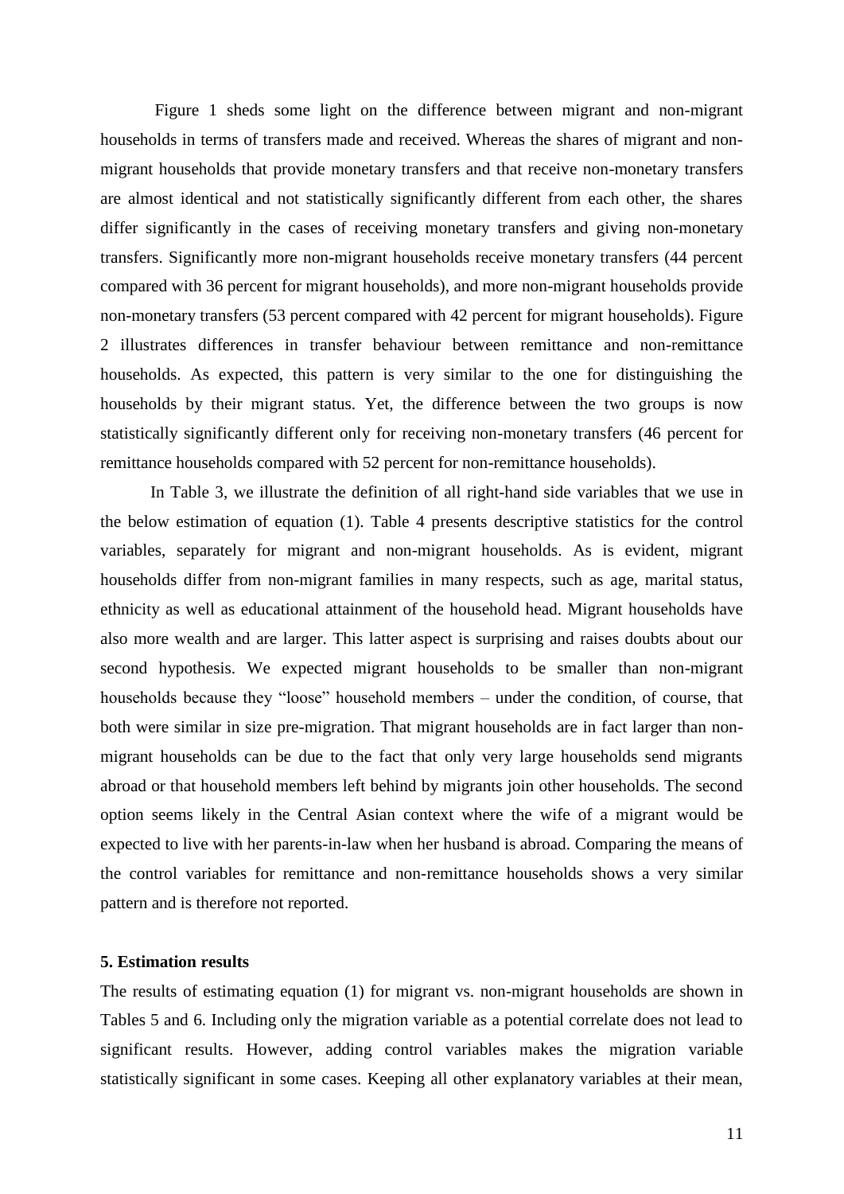Figure 1 sheds some light on the difference between migrant and non-migrant households in terms of transfers made and received. Whereas the shares of migrant and non-migrant households that provide monetary transfers and that receive non-monetary transfers are almost identical and not statistically significantly different from each other, the shares differ significantly in the cases of receiving monetary transfers and giving non-monetary transfers. Significantly more non-migrant households receive monetary transfers (44 percent compared with 36 percent for migrant households), and more non-migrant households provide non-monetary transfers (53 percent compared with 42 percent for migrant households). Figure 2 illustrates differences in transfer behaviour between remittance and non-remittance households. As expected, this pattern is very similar to the one for distinguishing the households by their migrant status. Yet, the difference between the two groups is now statistically significantly different only for receiving non-monetary transfers (46 percent for remittance households compared with 52 percent for non-remittance households).

In Table 3, we illustrate the definition of all right-hand side variables that we use in the below estimation of equation (1). Table 4 presents descriptive statistics for the control variables, separately for migrant and non-migrant households. As is evident, migrant households differ from non-migrant families in many respects, such as age, marital status, ethnicity as well as educational attainment of the household head. Migrant households have also more wealth and are larger. This latter aspect is surprising and raises doubts about our second hypothesis. We expected migrant households to be smaller than non-migrant households because they "loose" household members – under the condition, of course, that both were similar in size pre-migration. That migrant households are in fact larger than non-migrant households can be due to the fact that only very large households send migrants abroad or that household members left behind by migrants join other households. The second option seems likely in the Central Asian context where the wife of a migrant would be expected to live with her parents-in-law when her husband is abroad. Comparing the means of the control variables for remittance and non-remittance households shows a very similar pattern and is therefore not reported.

## 5. Estimation results

The results of estimating equation (1) for migrant vs. non-migrant households are shown in Tables 5 and 6. Including only the migration variable as a potential correlate does not lead to significant results. However, adding control variables makes the migration variable statistically significant in some cases. Keeping all other explanatory variables at their mean,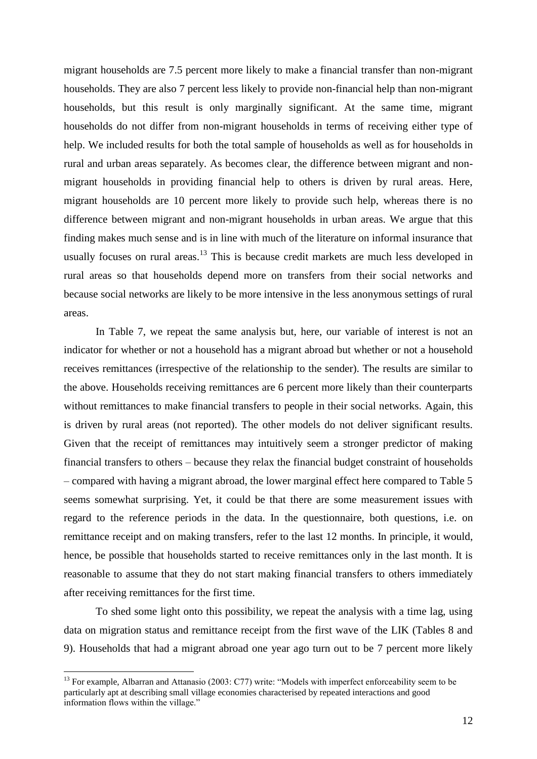migrant households are 7.5 percent more likely to make a financial transfer than non-migrant households. They are also 7 percent less likely to provide non-financial help than non-migrant households, but this result is only marginally significant. At the same time, migrant households do not differ from non-migrant households in terms of receiving either type of help. We included results for both the total sample of households as well as for households in rural and urban areas separately. As becomes clear, the difference between migrant and non-migrant households in providing financial help to others is driven by rural areas. Here, migrant households are 10 percent more likely to provide such help, whereas there is no difference between migrant and non-migrant households in urban areas. We argue that this finding makes much sense and is in line with much of the literature on informal insurance that usually focuses on rural areas.[13] This is because credit markets are much less developed in rural areas so that households depend more on transfers from their social networks and because social networks are likely to be more intensive in the less anonymous settings of rural areas.

In Table 7, we repeat the same analysis but, here, our variable of interest is not an indicator for whether or not a household has a migrant abroad but whether or not a household receives remittances (irrespective of the relationship to the sender). The results are similar to the above. Households receiving remittances are 6 percent more likely than their counterparts without remittances to make financial transfers to people in their social networks. Again, this is driven by rural areas (not reported). The other models do not deliver significant results. Given that the receipt of remittances may intuitively seem a stronger predictor of making financial transfers to others – because they relax the financial budget constraint of households – compared with having a migrant abroad, the lower marginal effect here compared to Table 5 seems somewhat surprising. Yet, it could be that there are some measurement issues with regard to the reference periods in the data. In the questionnaire, both questions, i.e. on remittance receipt and on making transfers, refer to the last 12 months. In principle, it would, hence, be possible that households started to receive remittances only in the last month. It is reasonable to assume that they do not start making financial transfers to others immediately after receiving remittances for the first time.

To shed some light onto this possibility, we repeat the analysis with a time lag, using data on migration status and remittance receipt from the first wave of the LIK (Tables 8 and 9). Households that had a migrant abroad one year ago turn out to be 7 percent more likely

[13] For example, Albarran and Attanasio (2003: C77) write: "Models with imperfect enforceability seem to be particularly apt at describing small village economies characterised by repeated interactions and good information flows within the village."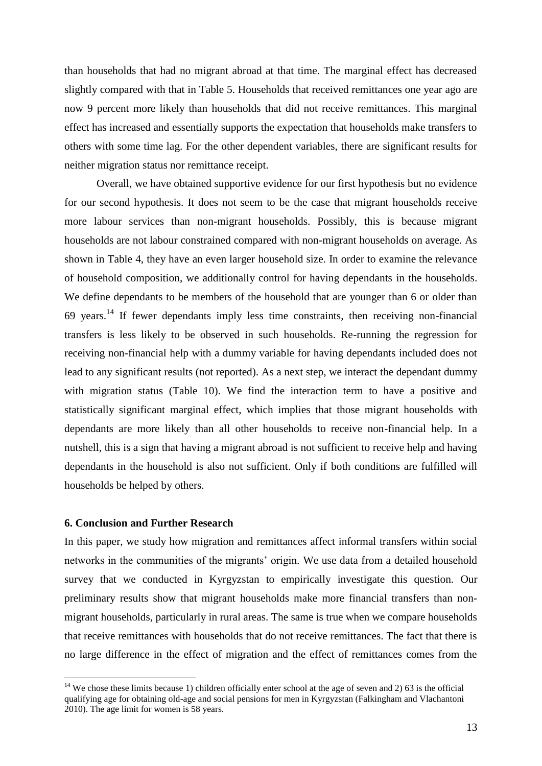than households that had no migrant abroad at that time. The marginal effect has decreased slightly compared with that in Table 5. Households that received remittances one year ago are now 9 percent more likely than households that did not receive remittances. This marginal effect has increased and essentially supports the expectation that households make transfers to others with some time lag. For the other dependent variables, there are significant results for neither migration status nor remittance receipt.

Overall, we have obtained supportive evidence for our first hypothesis but no evidence for our second hypothesis. It does not seem to be the case that migrant households receive more labour services than non-migrant households. Possibly, this is because migrant households are not labour constrained compared with non-migrant households on average. As shown in Table 4, they have an even larger household size. In order to examine the relevance of household composition, we additionally control for having dependants in the households. We define dependants to be members of the household that are younger than 6 or older than 69 years.[14] If fewer dependants imply less time constraints, then receiving non-financial transfers is less likely to be observed in such households. Re-running the regression for receiving non-financial help with a dummy variable for having dependants included does not lead to any significant results (not reported). As a next step, we interact the dependant dummy with migration status (Table 10). We find the interaction term to have a positive and statistically significant marginal effect, which implies that those migrant households with dependants are more likely than all other households to receive non-financial help. In a nutshell, this is a sign that having a migrant abroad is not sufficient to receive help and having dependants in the household is also not sufficient. Only if both conditions are fulfilled will households be helped by others.

## 6. Conclusion and Further Research

In this paper, we study how migration and remittances affect informal transfers within social networks in the communities of the migrants' origin. We use data from a detailed household survey that we conducted in Kyrgyzstan to empirically investigate this question. Our preliminary results show that migrant households make more financial transfers than non-migrant households, particularly in rural areas. The same is true when we compare households that receive remittances with households that do not receive remittances. The fact that there is no large difference in the effect of migration and the effect of remittances comes from the

---

[14] We chose these limits because 1) children officially enter school at the age of seven and 2) 63 is the official qualifying age for obtaining old-age and social pensions for men in Kyrgyzstan (Falkingham and Vlachantoni 2010). The age limit for women is 58 years.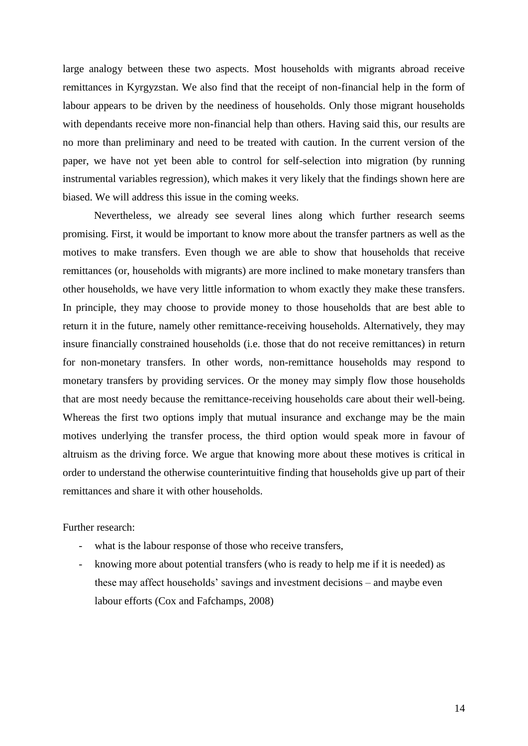large analogy between these two aspects. Most households with migrants abroad receive remittances in Kyrgyzstan. We also find that the receipt of non-financial help in the form of labour appears to be driven by the neediness of households. Only those migrant households with dependants receive more non-financial help than others. Having said this, our results are no more than preliminary and need to be treated with caution. In the current version of the paper, we have not yet been able to control for self-selection into migration (by running instrumental variables regression), which makes it very likely that the findings shown here are biased. We will address this issue in the coming weeks.

Nevertheless, we already see several lines along which further research seems promising. First, it would be important to know more about the transfer partners as well as the motives to make transfers. Even though we are able to show that households that receive remittances (or, households with migrants) are more inclined to make monetary transfers than other households, we have very little information to whom exactly they make these transfers. In principle, they may choose to provide money to those households that are best able to return it in the future, namely other remittance-receiving households. Alternatively, they may insure financially constrained households (i.e. those that do not receive remittances) in return for non-monetary transfers. In other words, non-remittance households may respond to monetary transfers by providing services. Or the money may simply flow those households that are most needy because the remittance-receiving households care about their well-being. Whereas the first two options imply that mutual insurance and exchange may be the main motives underlying the transfer process, the third option would speak more in favour of altruism as the driving force. We argue that knowing more about these motives is critical in order to understand the otherwise counterintuitive finding that households give up part of their remittances and share it with other households.

Further research:

- what is the labour response of those who receive transfers,
- knowing more about potential transfers (who is ready to help me if it is needed) as these may affect households' savings and investment decisions – and maybe even labour efforts (Cox and Fafchamps, 2008)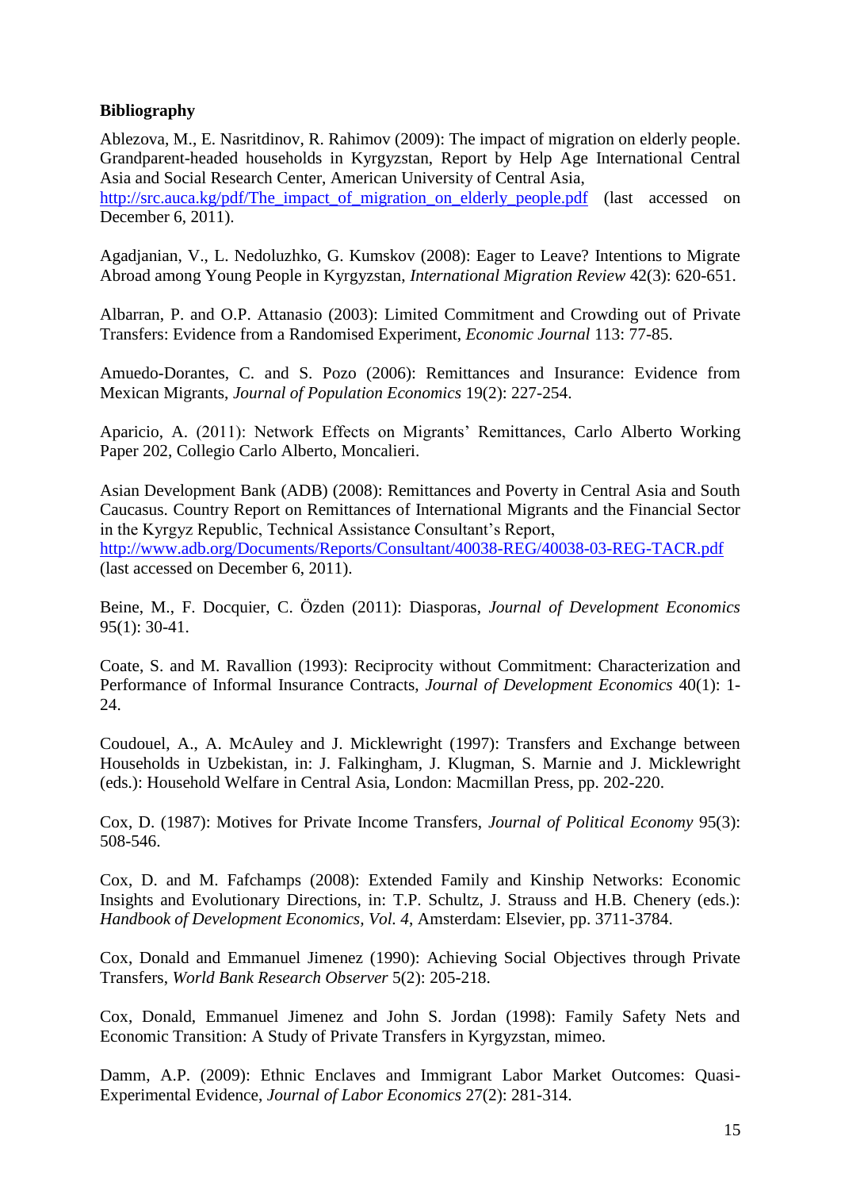**Bibliography**

Ablezova, M., E. Nasritdinov, R. Rahimov (2009): The impact of migration on elderly people. Grandparent-headed households in Kyrgyzstan, Report by Help Age International Central Asia and Social Research Center, American University of Central Asia, http://src.auca.kg/pdf/The_impact_of_migration_on_elderly_people.pdf (last accessed on December 6, 2011).

Agadjanian, V., L. Nedoluzhko, G. Kumskov (2008): Eager to Leave? Intentions to Migrate Abroad among Young People in Kyrgyzstan, *International Migration Review* 42(3): 620-651.

Albarran, P. and O.P. Attanasio (2003): Limited Commitment and Crowding out of Private Transfers: Evidence from a Randomised Experiment, *Economic Journal* 113: 77-85.

Amuedo-Dorantes, C. and S. Pozo (2006): Remittances and Insurance: Evidence from Mexican Migrants, *Journal of Population Economics* 19(2): 227-254.

Aparicio, A. (2011): Network Effects on Migrants' Remittances, Carlo Alberto Working Paper 202, Collegio Carlo Alberto, Moncalieri.

Asian Development Bank (ADB) (2008): Remittances and Poverty in Central Asia and South Caucasus. Country Report on Remittances of International Migrants and the Financial Sector in the Kyrgyz Republic, Technical Assistance Consultant's Report, http://www.adb.org/Documents/Reports/Consultant/40038-REG/40038-03-REG-TACR.pdf (last accessed on December 6, 2011).

Beine, M., F. Docquier, C. Özden (2011): Diasporas, *Journal of Development Economics* 95(1): 30-41.

Coate, S. and M. Ravallion (1993): Reciprocity without Commitment: Characterization and Performance of Informal Insurance Contracts, *Journal of Development Economics* 40(1): 1-24.

Coudouel, A., A. McAuley and J. Micklewright (1997): Transfers and Exchange between Households in Uzbekistan, in: J. Falkingham, J. Klugman, S. Marnie and J. Micklewright (eds.): Household Welfare in Central Asia, London: Macmillan Press, pp. 202-220.

Cox, D. (1987): Motives for Private Income Transfers, *Journal of Political Economy* 95(3): 508-546.

Cox, D. and M. Fafchamps (2008): Extended Family and Kinship Networks: Economic Insights and Evolutionary Directions, in: T.P. Schultz, J. Strauss and H.B. Chenery (eds.): *Handbook of Development Economics, Vol. 4*, Amsterdam: Elsevier, pp. 3711-3784.

Cox, Donald and Emmanuel Jimenez (1990): Achieving Social Objectives through Private Transfers, *World Bank Research Observer* 5(2): 205-218.

Cox, Donald, Emmanuel Jimenez and John S. Jordan (1998): Family Safety Nets and Economic Transition: A Study of Private Transfers in Kyrgyzstan, mimeo.

Damm, A.P. (2009): Ethnic Enclaves and Immigrant Labor Market Outcomes: Quasi-Experimental Evidence, *Journal of Labor Economics* 27(2): 281-314.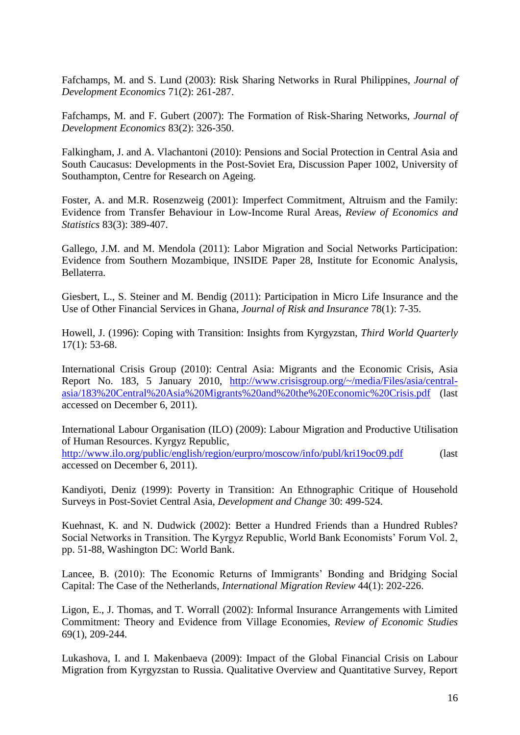Fafchamps, M. and S. Lund (2003): Risk Sharing Networks in Rural Philippines, *Journal of Development Economics* 71(2): 261-287.

Fafchamps, M. and F. Gubert (2007): The Formation of Risk-Sharing Networks, *Journal of Development Economics* 83(2): 326-350.

Falkingham, J. and A. Vlachantoni (2010): Pensions and Social Protection in Central Asia and South Caucasus: Developments in the Post-Soviet Era, Discussion Paper 1002, University of Southampton, Centre for Research on Ageing.

Foster, A. and M.R. Rosenzweig (2001): Imperfect Commitment, Altruism and the Family: Evidence from Transfer Behaviour in Low-Income Rural Areas, *Review of Economics and Statistics* 83(3): 389-407.

Gallego, J.M. and M. Mendola (2011): Labor Migration and Social Networks Participation: Evidence from Southern Mozambique, INSIDE Paper 28, Institute for Economic Analysis, Bellaterra.

Giesbert, L., S. Steiner and M. Bendig (2011): Participation in Micro Life Insurance and the Use of Other Financial Services in Ghana, *Journal of Risk and Insurance* 78(1): 7-35.

Howell, J. (1996): Coping with Transition: Insights from Kyrgyzstan, *Third World Quarterly* 17(1): 53-68.

International Crisis Group (2010): Central Asia: Migrants and the Economic Crisis, Asia Report No. 183, 5 January 2010, http://www.crisisgroup.org/~/media/Files/asia/central-asia/183%20Central%20Asia%20Migrants%20and%20the%20Economic%20Crisis.pdf (last accessed on December 6, 2011).

International Labour Organisation (ILO) (2009): Labour Migration and Productive Utilisation of Human Resources. Kyrgyz Republic, http://www.ilo.org/public/english/region/eurpro/moscow/info/publ/kri19oc09.pdf (last accessed on December 6, 2011).

Kandiyoti, Deniz (1999): Poverty in Transition: An Ethnographic Critique of Household Surveys in Post-Soviet Central Asia, *Development and Change* 30: 499-524.

Kuehnast, K. and N. Dudwick (2002): Better a Hundred Friends than a Hundred Rubles? Social Networks in Transition. The Kyrgyz Republic, World Bank Economists' Forum Vol. 2, pp. 51-88, Washington DC: World Bank.

Lancee, B. (2010): The Economic Returns of Immigrants' Bonding and Bridging Social Capital: The Case of the Netherlands, *International Migration Review* 44(1): 202-226.

Ligon, E., J. Thomas, and T. Worrall (2002): Informal Insurance Arrangements with Limited Commitment: Theory and Evidence from Village Economies, *Review of Economic Studies* 69(1), 209-244.

Lukashova, I. and I. Makenbaeva (2009): Impact of the Global Financial Crisis on Labour Migration from Kyrgyzstan to Russia. Qualitative Overview and Quantitative Survey, Report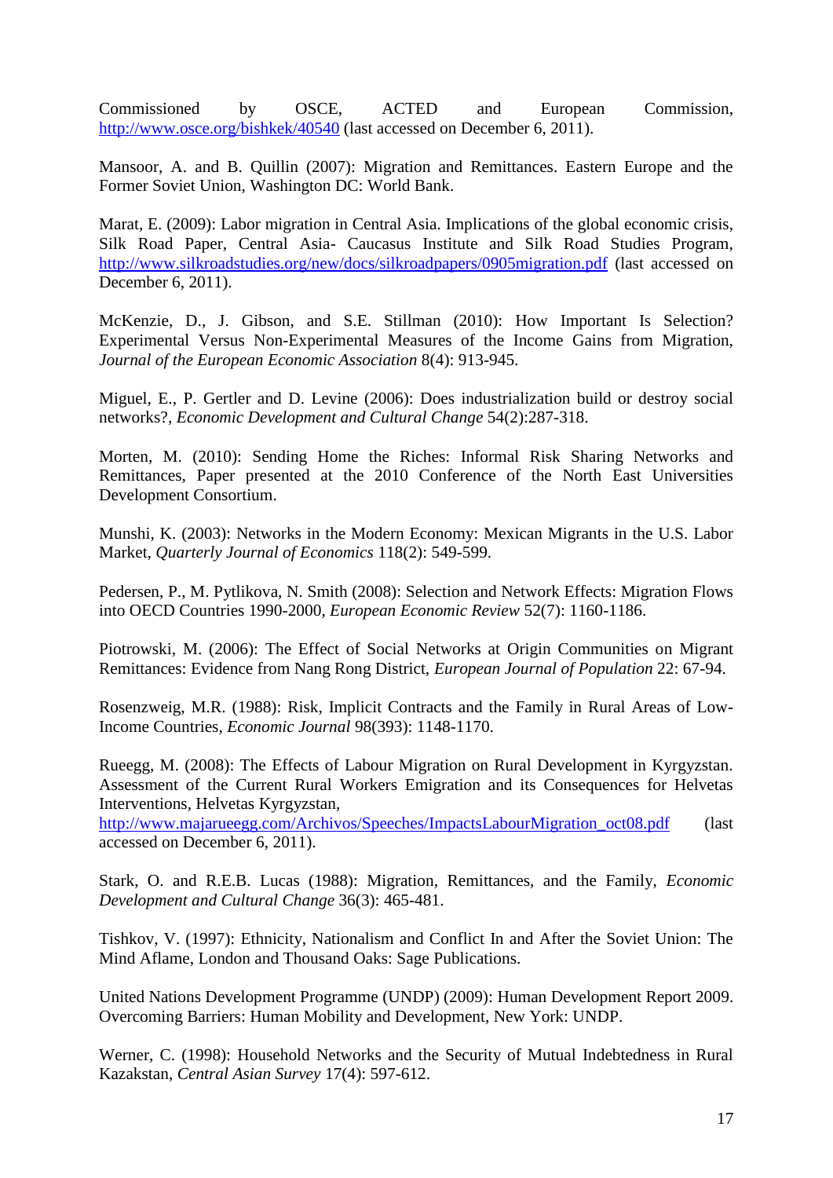Commissioned by OSCE, ACTED and European Commission, http://www.osce.org/bishkek/40540 (last accessed on December 6, 2011).

Mansoor, A. and B. Quillin (2007): Migration and Remittances. Eastern Europe and the Former Soviet Union, Washington DC: World Bank.

Marat, E. (2009): Labor migration in Central Asia. Implications of the global economic crisis, Silk Road Paper, Central Asia- Caucasus Institute and Silk Road Studies Program, http://www.silkroadstudies.org/new/docs/silkroadpapers/0905migration.pdf (last accessed on December 6, 2011).

McKenzie, D., J. Gibson, and S.E. Stillman (2010): How Important Is Selection? Experimental Versus Non-Experimental Measures of the Income Gains from Migration, *Journal of the European Economic Association* 8(4): 913-945.

Miguel, E., P. Gertler and D. Levine (2006): Does industrialization build or destroy social networks?, *Economic Development and Cultural Change* 54(2):287-318.

Morten, M. (2010): Sending Home the Riches: Informal Risk Sharing Networks and Remittances, Paper presented at the 2010 Conference of the North East Universities Development Consortium.

Munshi, K. (2003): Networks in the Modern Economy: Mexican Migrants in the U.S. Labor Market, *Quarterly Journal of Economics* 118(2): 549-599.

Pedersen, P., M. Pytlikova, N. Smith (2008): Selection and Network Effects: Migration Flows into OECD Countries 1990-2000, *European Economic Review* 52(7): 1160-1186.

Piotrowski, M. (2006): The Effect of Social Networks at Origin Communities on Migrant Remittances: Evidence from Nang Rong District, *European Journal of Population* 22: 67-94.

Rosenzweig, M.R. (1988): Risk, Implicit Contracts and the Family in Rural Areas of Low-Income Countries, *Economic Journal* 98(393): 1148-1170.

Rueegg, M. (2008): The Effects of Labour Migration on Rural Development in Kyrgyzstan. Assessment of the Current Rural Workers Emigration and its Consequences for Helvetas Interventions, Helvetas Kyrgyzstan, http://www.majarueegg.com/Archivos/Speeches/ImpactsLabourMigration_oct08.pdf (last accessed on December 6, 2011).

Stark, O. and R.E.B. Lucas (1988): Migration, Remittances, and the Family, *Economic Development and Cultural Change* 36(3): 465-481.

Tishkov, V. (1997): Ethnicity, Nationalism and Conflict In and After the Soviet Union: The Mind Aflame, London and Thousand Oaks: Sage Publications.

United Nations Development Programme (UNDP) (2009): Human Development Report 2009. Overcoming Barriers: Human Mobility and Development, New York: UNDP.

Werner, C. (1998): Household Networks and the Security of Mutual Indebtedness in Rural Kazakstan, *Central Asian Survey* 17(4): 597-612.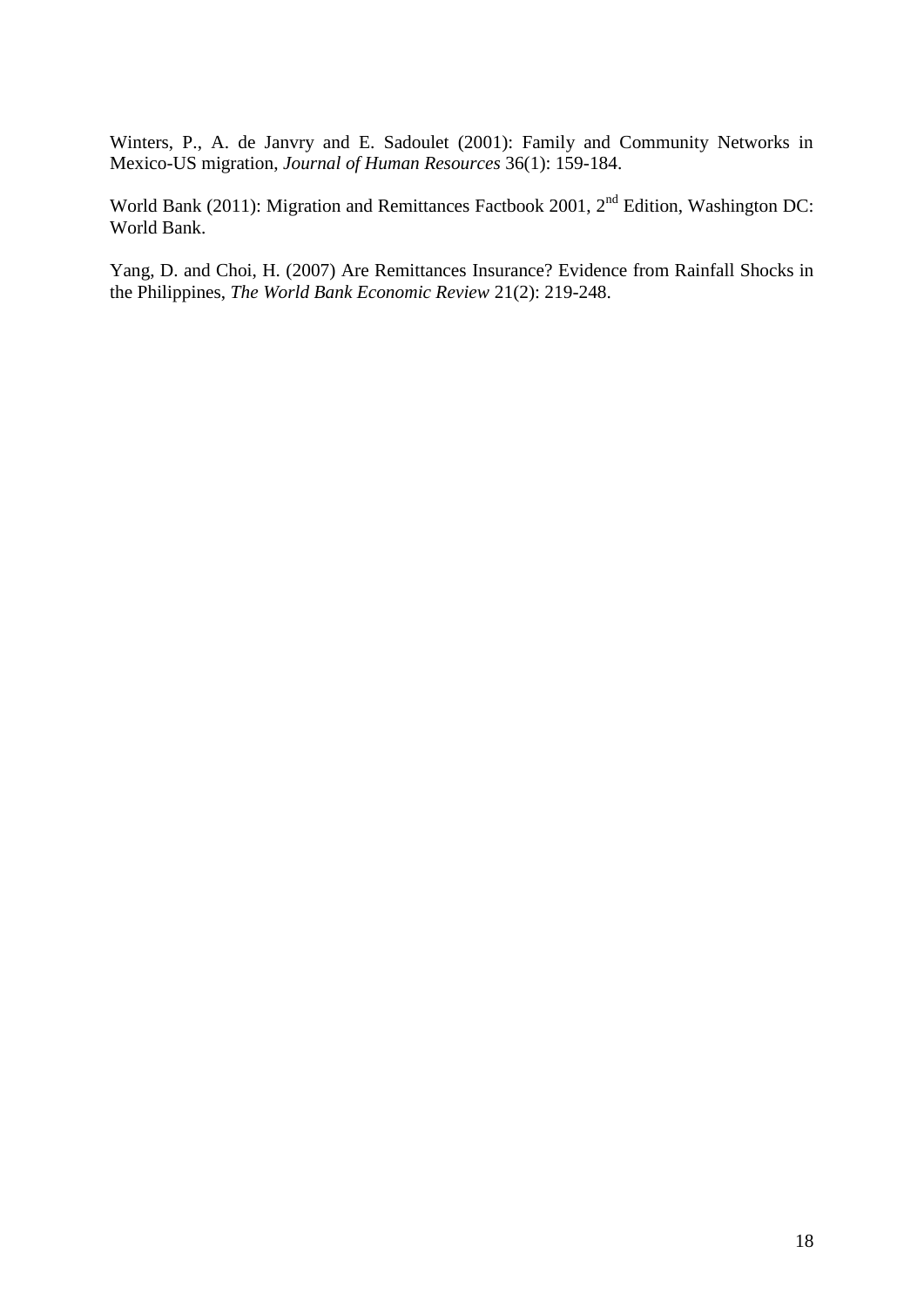Winters, P., A. de Janvry and E. Sadoulet (2001): Family and Community Networks in Mexico-US migration, *Journal of Human Resources* 36(1): 159-184.

World Bank (2011): Migration and Remittances Factbook 2001, 2nd Edition, Washington DC: World Bank.

Yang, D. and Choi, H. (2007) Are Remittances Insurance? Evidence from Rainfall Shocks in the Philippines, *The World Bank Economic Review* 21(2): 219-248.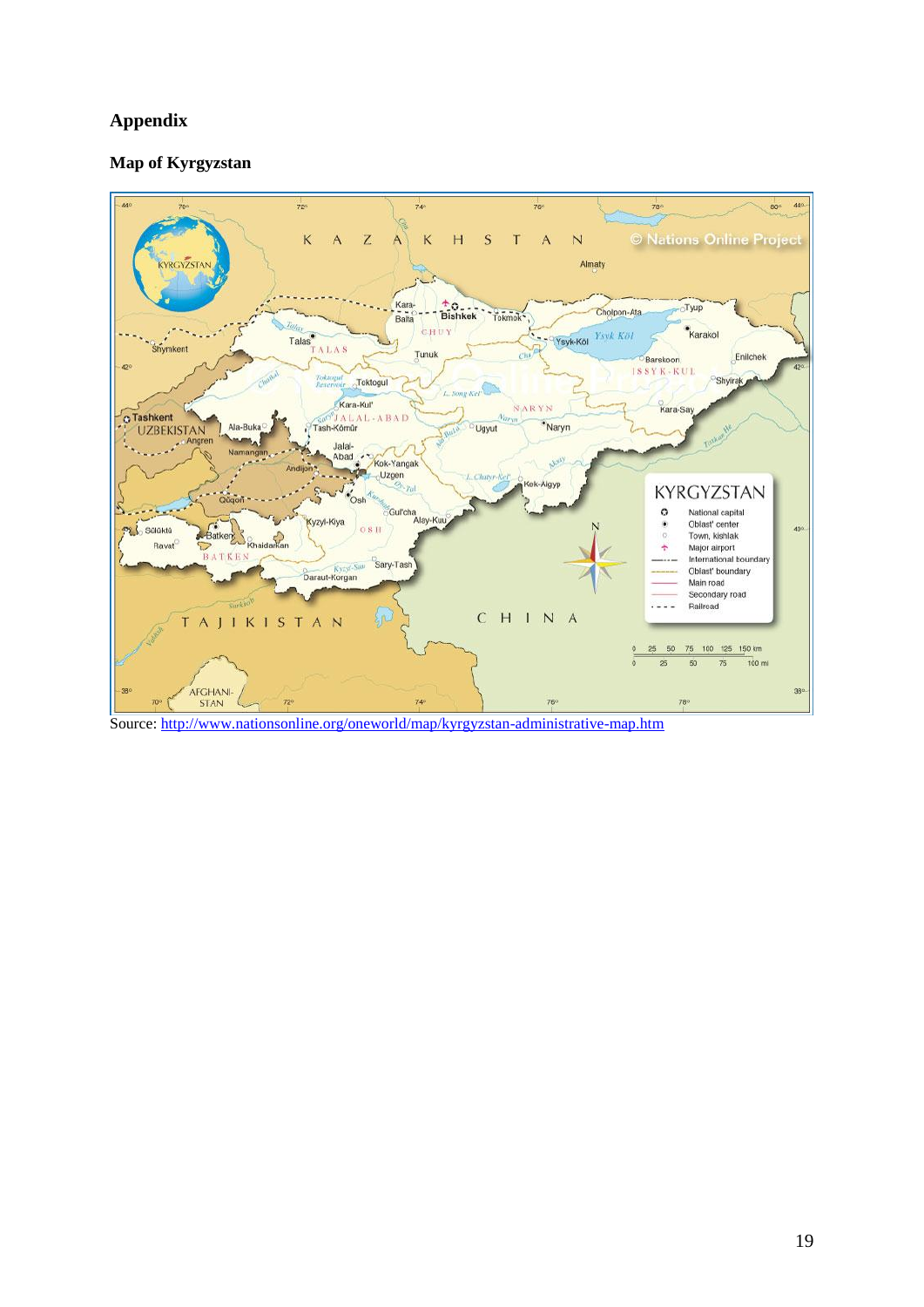## Appendix

### Map of Kyrgyzstan

Source: http://www.nationsonline.org/oneworld/map/kyrgyzstan-administrative-map.htm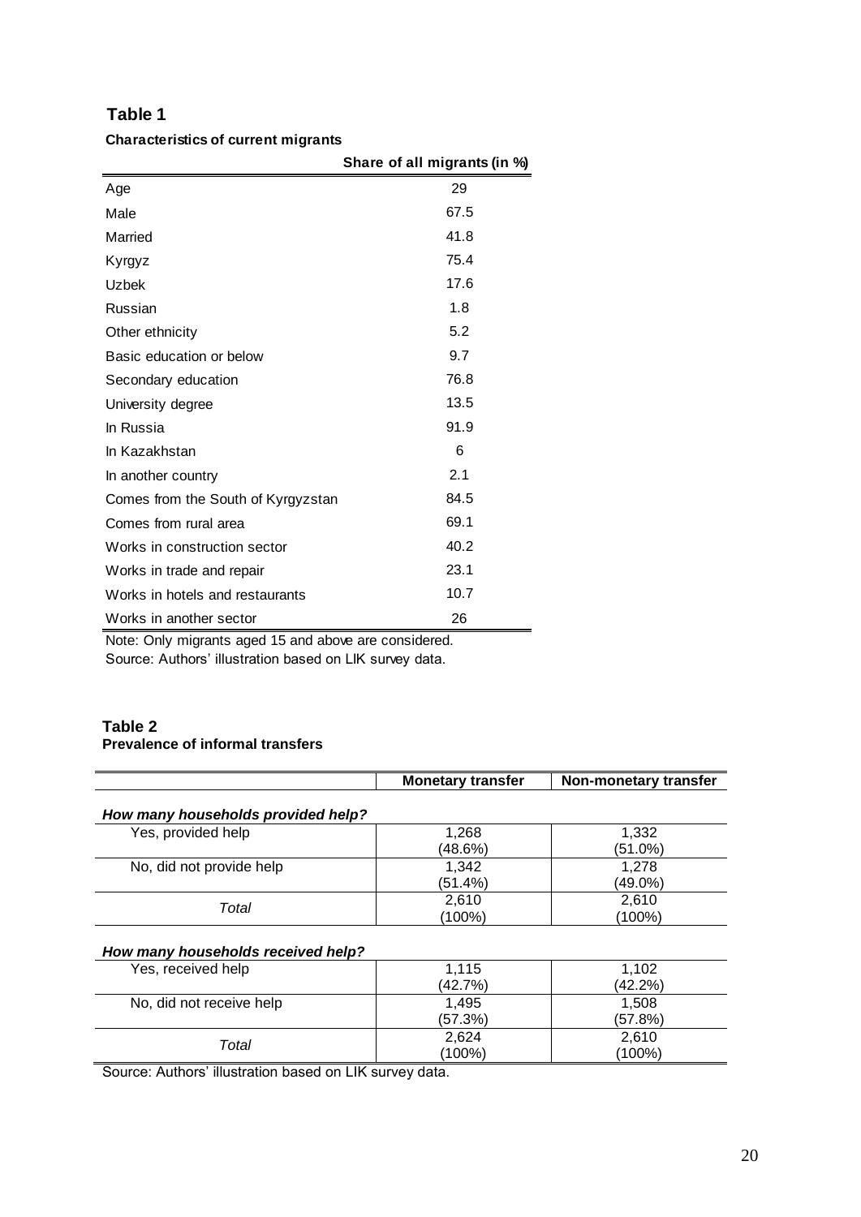## Table 1

**Characteristics of current migrants**

| | Share of all migrants (in %) |
|---|---|
| Age | 29 |
| Male | 67.5 |
| Married | 41.8 |
| Kyrgyz | 75.4 |
| Uzbek | 17.6 |
| Russian | 1.8 |
| Other ethnicity | 5.2 |
| Basic education or below | 9.7 |
| Secondary education | 76.8 |
| University degree | 13.5 |
| In Russia | 91.9 |
| In Kazakhstan | 6 |
| In another country | 2.1 |
| Comes from the South of Kyrgyzstan | 84.5 |
| Comes from rural area | 69.1 |
| Works in construction sector | 40.2 |
| Works in trade and repair | 23.1 |
| Works in hotels and restaurants | 10.7 |
| Works in another sector | 26 |

Note: Only migrants aged 15 and above are considered.
Source: Authors' illustration based on LIK survey data.

## Table 2

**Prevalence of informal transfers**

| | Monetary transfer | Non-monetary transfer |
|---|---|---|
| ***How many households provided help?*** | | |
| Yes, provided help | 1,268 (48.6%) | 1,332 (51.0%) |
| No, did not provide help | 1,342 (51.4%) | 1,278 (49.0%) |
| *Total* | 2,610 (100%) | 2,610 (100%) |
| ***How many households received help?*** | | |
| Yes, received help | 1,115 (42.7%) | 1,102 (42.2%) |
| No, did not receive help | 1,495 (57.3%) | 1,508 (57.8%) |
| *Total* | 2,624 (100%) | 2,610 (100%) |

Source: Authors' illustration based on LIK survey data.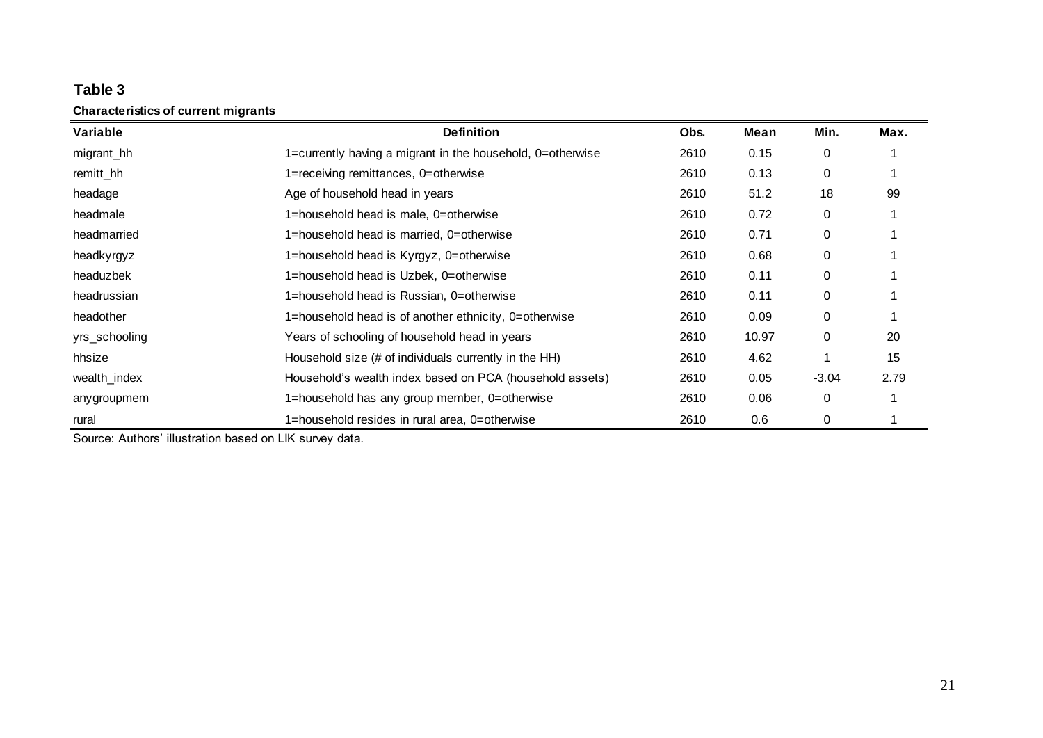**Table 3**

**Characteristics of current migrants**

| Variable | Definition | Obs. | Mean | Min. | Max. |
|---|---|---|---|---|---|
| migrant_hh | 1=currently having a migrant in the household, 0=otherwise | 2610 | 0.15 | 0 | 1 |
| remitt_hh | 1=receiving remittances, 0=otherwise | 2610 | 0.13 | 0 | 1 |
| headage | Age of household head in years | 2610 | 51.2 | 18 | 99 |
| headmale | 1=household head is male, 0=otherwise | 2610 | 0.72 | 0 | 1 |
| headmarried | 1=household head is married, 0=otherwise | 2610 | 0.71 | 0 | 1 |
| headkyrgyz | 1=household head is Kyrgyz, 0=otherwise | 2610 | 0.68 | 0 | 1 |
| headuzbek | 1=household head is Uzbek, 0=otherwise | 2610 | 0.11 | 0 | 1 |
| headrussian | 1=household head is Russian, 0=otherwise | 2610 | 0.11 | 0 | 1 |
| headother | 1=household head is of another ethnicity, 0=otherwise | 2610 | 0.09 | 0 | 1 |
| yrs_schooling | Years of schooling of household head in years | 2610 | 10.97 | 0 | 20 |
| hhsize | Household size (# of individuals currently in the HH) | 2610 | 4.62 | 1 | 15 |
| wealth_index | Household's wealth index based on PCA (household assets) | 2610 | 0.05 | -3.04 | 2.79 |
| anygroupmem | 1=household has any group member, 0=otherwise | 2610 | 0.06 | 0 | 1 |
| rural | 1=household resides in rural area, 0=otherwise | 2610 | 0.6 | 0 | 1 |

Source: Authors' illustration based on LIK survey data.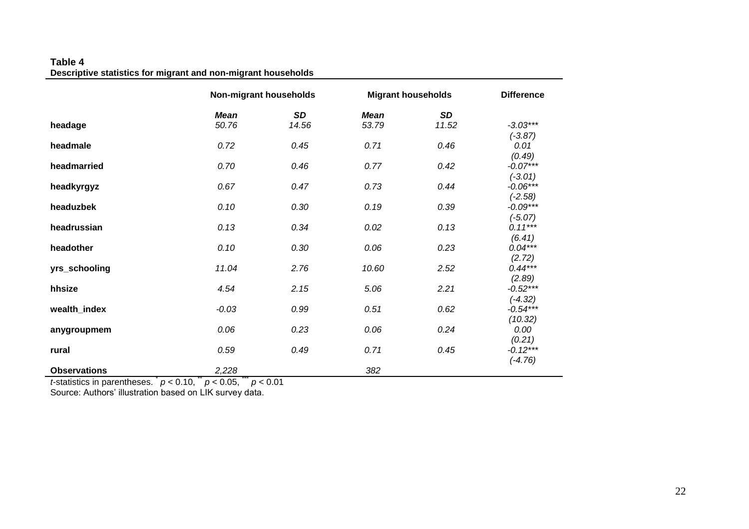**Table 4**
**Descriptive statistics for migrant and non-migrant households**

| | Non-migrant households | | Migrant households | | Difference |
|---|---|---|---|---|---|
| | *Mean* | *SD* | *Mean* | *SD* | |
| **headage** | *50.76* | *14.56* | *53.79* | *11.52* | *-3.03****<br>*(-3.87)* |
| **headmale** | *0.72* | *0.45* | *0.71* | *0.46* | *0.01*<br>*(0.49)* |
| **headmarried** | *0.70* | *0.46* | *0.77* | *0.42* | *-0.07****<br>*(-3.01)* |
| **headkyrgyz** | *0.67* | *0.47* | *0.73* | *0.44* | *-0.06****<br>*(-2.58)* |
| **headuzbek** | *0.10* | *0.30* | *0.19* | *0.39* | *-0.09****<br>*(-5.07)* |
| **headrussian** | *0.13* | *0.34* | *0.02* | *0.13* | *0.11****<br>*(6.41)* |
| **headother** | *0.10* | *0.30* | *0.06* | *0.23* | *0.04****<br>*(2.72)* |
| **yrs_schooling** | *11.04* | *2.76* | *10.60* | *2.52* | *0.44****<br>*(2.89)* |
| **hhsize** | *4.54* | *2.15* | *5.06* | *2.21* | *-0.52****<br>*(-4.32)* |
| **wealth_index** | *-0.03* | *0.99* | *0.51* | *0.62* | *-0.54****<br>*(10.32)* |
| **anygroupmem** | *0.06* | *0.23* | *0.06* | *0.24* | *0.00*<br>*(0.21)* |
| **rural** | *0.59* | *0.49* | *0.71* | *0.45* | *-0.12****<br>*(-4.76)* |
| **Observations** | *2,228* | | *382* | | |

*t*-statistics in parentheses. * $p < 0.10$, ** $p < 0.05$, *** $p < 0.01$

Source: Authors' illustration based on LIK survey data.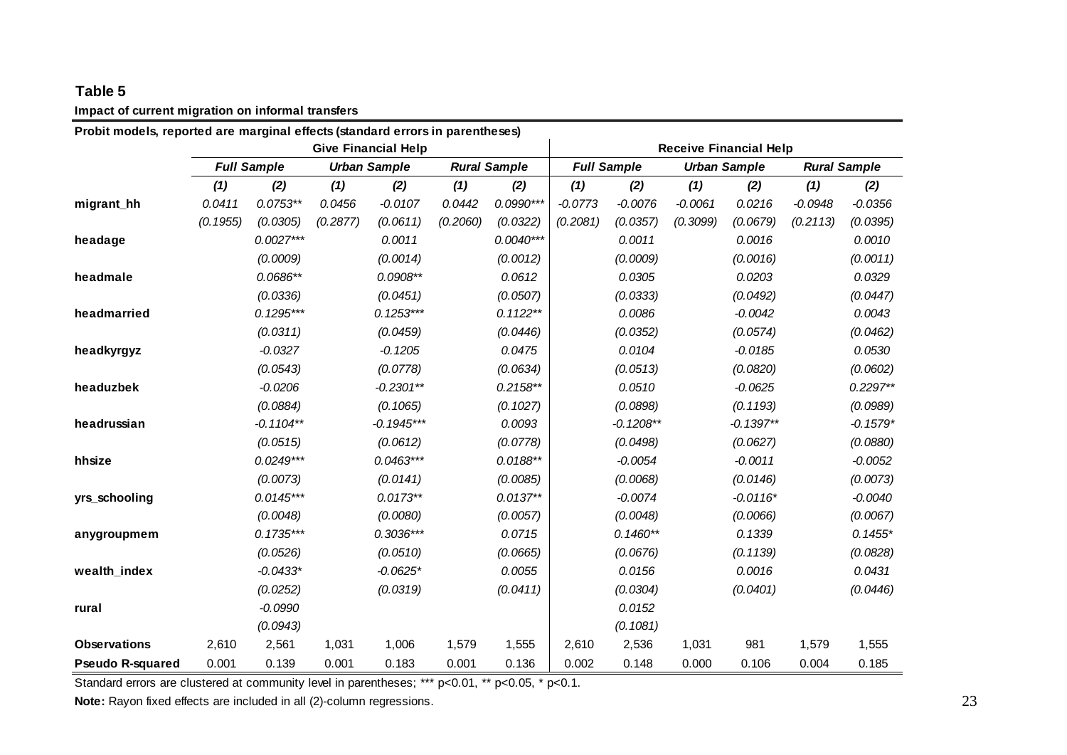**Table 5**

**Impact of current migration on informal transfers**

**Probit models, reported are marginal effects (standard errors in parentheses)**

| | Give Financial Help | | | | | | Receive Financial Help | | | | | |
|---|---|---|---|---|---|---|---|---|---|---|---|---|
| | *Full Sample* | | *Urban Sample* | | *Rural Sample* | | *Full Sample* | | *Urban Sample* | | *Rural Sample* | |
| | *(1)* | *(2)* | *(1)* | *(2)* | *(1)* | *(2)* | *(1)* | *(2)* | *(1)* | *(2)* | *(1)* | *(2)* |
| **migrant_hh** | *0.0411* | *0.0753*** | *0.0456* | *-0.0107* | *0.0442* | *0.0990**** | *-0.0773* | *-0.0076* | *-0.0061* | *0.0216* | *-0.0948* | *-0.0356* |
| | *(0.1955)* | *(0.0305)* | *(0.2877)* | *(0.0611)* | *(0.2060)* | *(0.0322)* | *(0.2081)* | *(0.0357)* | *(0.3099)* | *(0.0679)* | *(0.2113)* | *(0.0395)* |
| **headage** | | *0.0027**** | | *0.0011* | | *0.0040**** | | *0.0011* | | *0.0016* | | *0.0010* |
| | | *(0.0009)* | | *(0.0014)* | | *(0.0012)* | | *(0.0009)* | | *(0.0016)* | | *(0.0011)* |
| **headmale** | | *0.0686*** | | *0.0908*** | | *0.0612* | | *0.0305* | | *0.0203* | | *0.0329* |
| | | *(0.0336)* | | *(0.0451)* | | *(0.0507)* | | *(0.0333)* | | *(0.0492)* | | *(0.0447)* |
| **headmarried** | | *0.1295**** | | *0.1253**** | | *0.1122*** | | *0.0086* | | *-0.0042* | | *0.0043* |
| | | *(0.0311)* | | *(0.0459)* | | *(0.0446)* | | *(0.0352)* | | *(0.0574)* | | *(0.0462)* |
| **headkyrgyz** | | *-0.0327* | | *-0.1205* | | *0.0475* | | *0.0104* | | *-0.0185* | | *0.0530* |
| | | *(0.0543)* | | *(0.0778)* | | *(0.0634)* | | *(0.0513)* | | *(0.0820)* | | *(0.0602)* |
| **headuzbek** | | *-0.0206* | | *-0.2301*** | | *0.2158*** | | *0.0510* | | *-0.0625* | | *0.2297*** |
| | | *(0.0884)* | | *(0.1065)* | | *(0.1027)* | | *(0.0898)* | | *(0.1193)* | | *(0.0989)* |
| **headrussian** | | *-0.1104*** | | *-0.1945**** | | *0.0093* | | *-0.1208*** | | *-0.1397*** | | *-0.1579** |
| | | *(0.0515)* | | *(0.0612)* | | *(0.0778)* | | *(0.0498)* | | *(0.0627)* | | *(0.0880)* |
| **hhsize** | | *0.0249**** | | *0.0463**** | | *0.0188*** | | *-0.0054* | | *-0.0011* | | *-0.0052* |
| | | *(0.0073)* | | *(0.0141)* | | *(0.0085)* | | *(0.0068)* | | *(0.0146)* | | *(0.0073)* |
| **yrs_schooling** | | *0.0145**** | | *0.0173*** | | *0.0137*** | | *-0.0074* | | *-0.0116** | | *-0.0040* |
| | | *(0.0048)* | | *(0.0080)* | | *(0.0057)* | | *(0.0048)* | | *(0.0066)* | | *(0.0067)* |
| **anygroupmem** | | *0.1735**** | | *0.3036**** | | *0.0715* | | *0.1460*** | | *0.1339* | | *0.1455** |
| | | *(0.0526)* | | *(0.0510)* | | *(0.0665)* | | *(0.0676)* | | *(0.1139)* | | *(0.0828)* |
| **wealth_index** | | *-0.0433** | | *-0.0625** | | *0.0055* | | *0.0156* | | *0.0016* | | *0.0431* |
| | | *(0.0252)* | | *(0.0319)* | | *(0.0411)* | | *(0.0304)* | | *(0.0401)* | | *(0.0446)* |
| **rural** | | *-0.0990* | | | | | | *0.0152* | | | | |
| | | *(0.0943)* | | | | | | *(0.1081)* | | | | |
| **Observations** | 2,610 | 2,561 | 1,031 | 1,006 | 1,579 | 1,555 | 2,610 | 2,536 | 1,031 | 981 | 1,579 | 1,555 |
| **Pseudo R-squared** | 0.001 | 0.139 | 0.001 | 0.183 | 0.001 | 0.136 | 0.002 | 0.148 | 0.000 | 0.106 | 0.004 | 0.185 |

Standard errors are clustered at community level in parentheses; *** p<0.01, ** p<0.05, * p<0.1.

**Note:** Rayon fixed effects are included in all (2)-column regressions.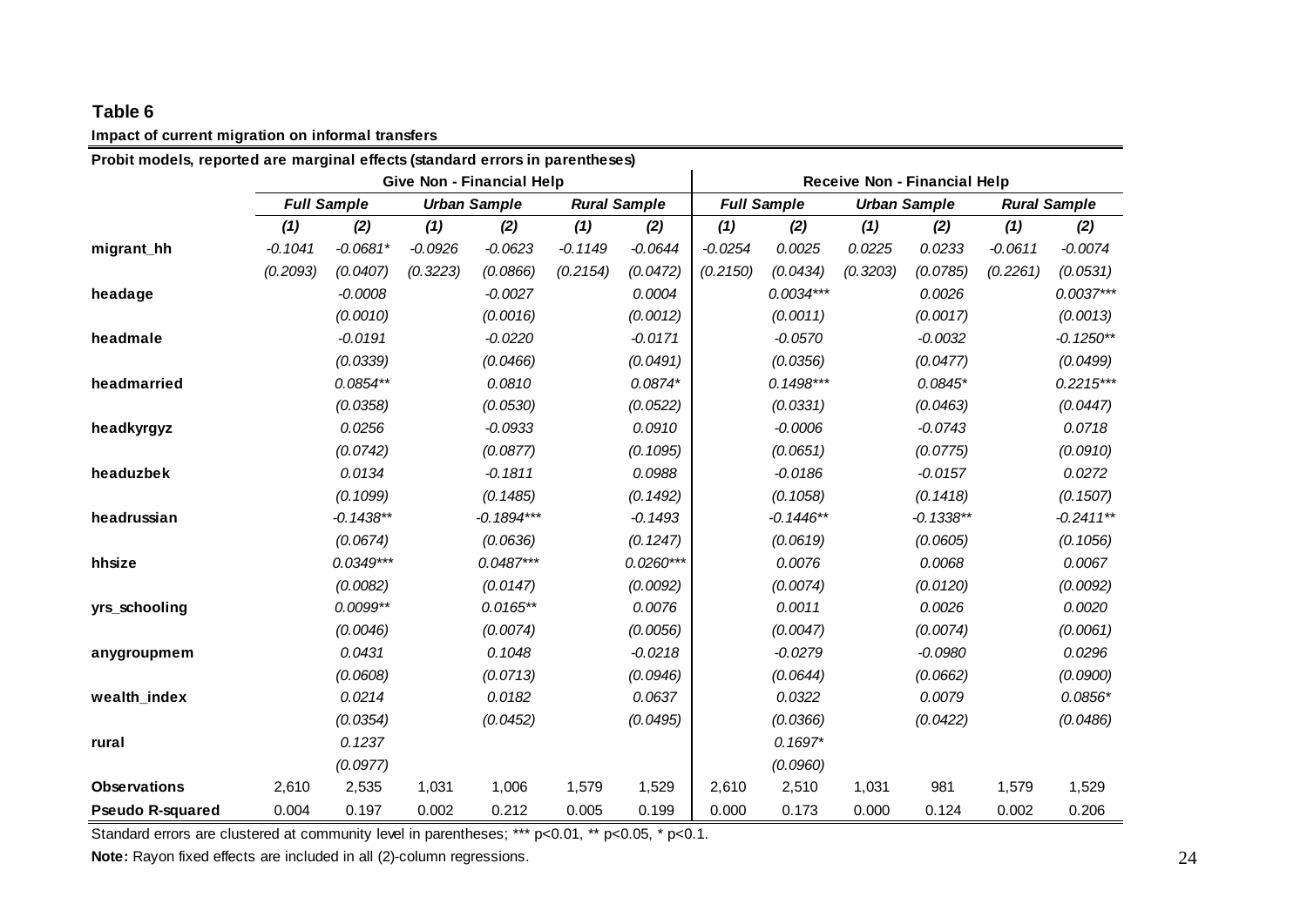**Table 6**

**Impact of current migration on informal transfers**

**Probit models, reported are marginal effects (standard errors in parentheses)**

| | Give Non - Financial Help | | | | | | Receive Non - Financial Help | | | | | |
|---|---|---|---|---|---|---|---|---|---|---|---|---|
| | *Full Sample* | | *Urban Sample* | | *Rural Sample* | | *Full Sample* | | *Urban Sample* | | *Rural Sample* | |
| | *(1)* | *(2)* | *(1)* | *(2)* | *(1)* | *(2)* | *(1)* | *(2)* | *(1)* | *(2)* | *(1)* | *(2)* |
| **migrant_hh** | -0.1041 | -0.0681* | -0.0926 | -0.0623 | -0.1149 | -0.0644 | -0.0254 | 0.0025 | 0.0225 | 0.0233 | -0.0611 | -0.0074 |
| | (0.2093) | (0.0407) | (0.3223) | (0.0866) | (0.2154) | (0.0472) | (0.2150) | (0.0434) | (0.3203) | (0.0785) | (0.2261) | (0.0531) |
| **headage** | | -0.0008 | | -0.0027 | | 0.0004 | | 0.0034*** | | 0.0026 | | 0.0037*** |
| | | (0.0010) | | (0.0016) | | (0.0012) | | (0.0011) | | (0.0017) | | (0.0013) |
| **headmale** | | -0.0191 | | -0.0220 | | -0.0171 | | -0.0570 | | -0.0032 | | -0.1250** |
| | | (0.0339) | | (0.0466) | | (0.0491) | | (0.0356) | | (0.0477) | | (0.0499) |
| **headmarried** | | 0.0854** | | 0.0810 | | 0.0874* | | 0.1498*** | | 0.0845* | | 0.2215*** |
| | | (0.0358) | | (0.0530) | | (0.0522) | | (0.0331) | | (0.0463) | | (0.0447) |
| **headkyrgyz** | | 0.0256 | | -0.0933 | | 0.0910 | | -0.0006 | | -0.0743 | | 0.0718 |
| | | (0.0742) | | (0.0877) | | (0.1095) | | (0.0651) | | (0.0775) | | (0.0910) |
| **headuzbek** | | 0.0134 | | -0.1811 | | 0.0988 | | -0.0186 | | -0.0157 | | 0.0272 |
| | | (0.1099) | | (0.1485) | | (0.1492) | | (0.1058) | | (0.1418) | | (0.1507) |
| **headrussian** | | -0.1438** | | -0.1894*** | | -0.1493 | | -0.1446** | | -0.1338** | | -0.2411** |
| | | (0.0674) | | (0.0636) | | (0.1247) | | (0.0619) | | (0.0605) | | (0.1056) |
| **hhsize** | | 0.0349*** | | 0.0487*** | | 0.0260*** | | 0.0076 | | 0.0068 | | 0.0067 |
| | | (0.0082) | | (0.0147) | | (0.0092) | | (0.0074) | | (0.0120) | | (0.0092) |
| **yrs_schooling** | | 0.0099** | | 0.0165** | | 0.0076 | | 0.0011 | | 0.0026 | | 0.0020 |
| | | (0.0046) | | (0.0074) | | (0.0056) | | (0.0047) | | (0.0074) | | (0.0061) |
| **anygroupmem** | | 0.0431 | | 0.1048 | | -0.0218 | | -0.0279 | | -0.0980 | | 0.0296 |
| | | (0.0608) | | (0.0713) | | (0.0946) | | (0.0644) | | (0.0662) | | (0.0900) |
| **wealth_index** | | 0.0214 | | 0.0182 | | 0.0637 | | 0.0322 | | 0.0079 | | 0.0856* |
| | | (0.0354) | | (0.0452) | | (0.0495) | | (0.0366) | | (0.0422) | | (0.0486) |
| **rural** | | 0.1237 | | | | | | 0.1697* | | | | |
| | | (0.0977) | | | | | | (0.0960) | | | | |
| **Observations** | 2,610 | 2,535 | 1,031 | 1,006 | 1,579 | 1,529 | 2,610 | 2,510 | 1,031 | 981 | 1,579 | 1,529 |
| **Pseudo R-squared** | 0.004 | 0.197 | 0.002 | 0.212 | 0.005 | 0.199 | 0.000 | 0.173 | 0.000 | 0.124 | 0.002 | 0.206 |

Standard errors are clustered at community level in parentheses; *** p<0.01, ** p<0.05, * p<0.1.

**Note:** Rayon fixed effects are included in all (2)-column regressions.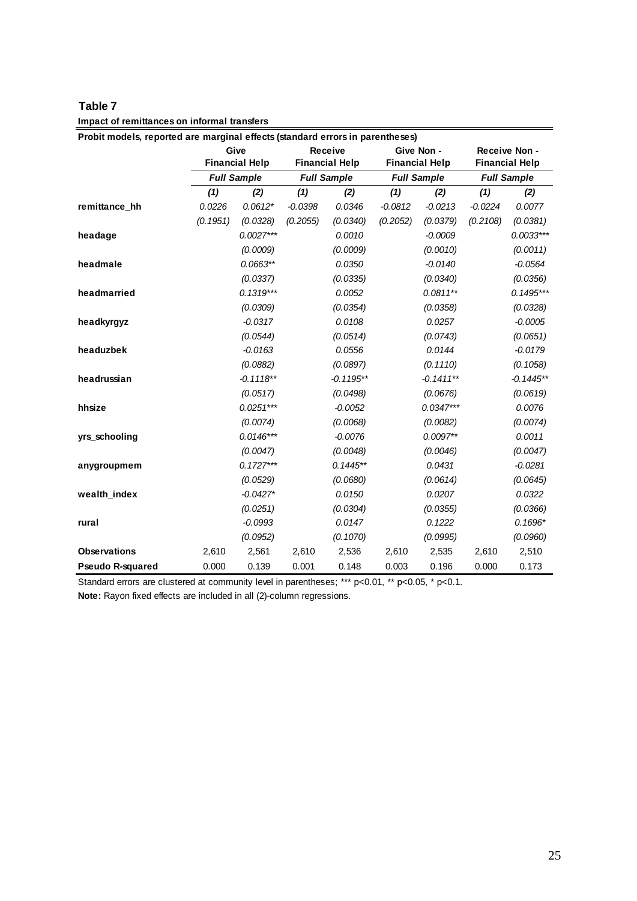**Table 7**

**Impact of remittances on informal transfers**

**Probit models, reported are marginal effects (standard errors in parentheses)**

| | Give Financial Help | | Receive Financial Help | | Give Non - Financial Help | | Receive Non - Financial Help | |
|---|---|---|---|---|---|---|---|---|
| | *Full Sample* | | *Full Sample* | | *Full Sample* | | *Full Sample* | |
| | *(1)* | *(2)* | *(1)* | *(2)* | *(1)* | *(2)* | *(1)* | *(2)* |
| **remittance_hh** | 0.0226 | 0.0612* | -0.0398 | 0.0346 | -0.0812 | -0.0213 | -0.0224 | 0.0077 |
| | (0.1951) | (0.0328) | (0.2055) | (0.0340) | (0.2052) | (0.0379) | (0.2108) | (0.0381) |
| **headage** | | 0.0027*** | | 0.0010 | | -0.0009 | | 0.0033*** |
| | | (0.0009) | | (0.0009) | | (0.0010) | | (0.0011) |
| **headmale** | | 0.0663** | | 0.0350 | | -0.0140 | | -0.0564 |
| | | (0.0337) | | (0.0335) | | (0.0340) | | (0.0356) |
| **headmarried** | | 0.1319*** | | 0.0052 | | 0.0811** | | 0.1495*** |
| | | (0.0309) | | (0.0354) | | (0.0358) | | (0.0328) |
| **headkyrgyz** | | -0.0317 | | 0.0108 | | 0.0257 | | -0.0005 |
| | | (0.0544) | | (0.0514) | | (0.0743) | | (0.0651) |
| **headuzbek** | | -0.0163 | | 0.0556 | | 0.0144 | | -0.0179 |
| | | (0.0882) | | (0.0897) | | (0.1110) | | (0.1058) |
| **headrussian** | | -0.1118** | | -0.1195** | | -0.1411** | | -0.1445** |
| | | (0.0517) | | (0.0498) | | (0.0676) | | (0.0619) |
| **hhsize** | | 0.0251*** | | -0.0052 | | 0.0347*** | | 0.0076 |
| | | (0.0074) | | (0.0068) | | (0.0082) | | (0.0074) |
| **yrs_schooling** | | 0.0146*** | | -0.0076 | | 0.0097** | | 0.0011 |
| | | (0.0047) | | (0.0048) | | (0.0046) | | (0.0047) |
| **anygroupmem** | | 0.1727*** | | 0.1445** | | 0.0431 | | -0.0281 |
| | | (0.0529) | | (0.0680) | | (0.0614) | | (0.0645) |
| **wealth_index** | | -0.0427* | | 0.0150 | | 0.0207 | | 0.0322 |
| | | (0.0251) | | (0.0304) | | (0.0355) | | (0.0366) |
| **rural** | | -0.0993 | | 0.0147 | | 0.1222 | | 0.1696* |
| | | (0.0952) | | (0.1070) | | (0.0995) | | (0.0960) |
| **Observations** | 2,610 | 2,561 | 2,610 | 2,536 | 2,610 | 2,535 | 2,610 | 2,510 |
| **Pseudo R-squared** | 0.000 | 0.139 | 0.001 | 0.148 | 0.003 | 0.196 | 0.000 | 0.173 |

Standard errors are clustered at community level in parentheses; *** p<0.01, ** p<0.05, * p<0.1.

**Note:** Rayon fixed effects are included in all (2)-column regressions.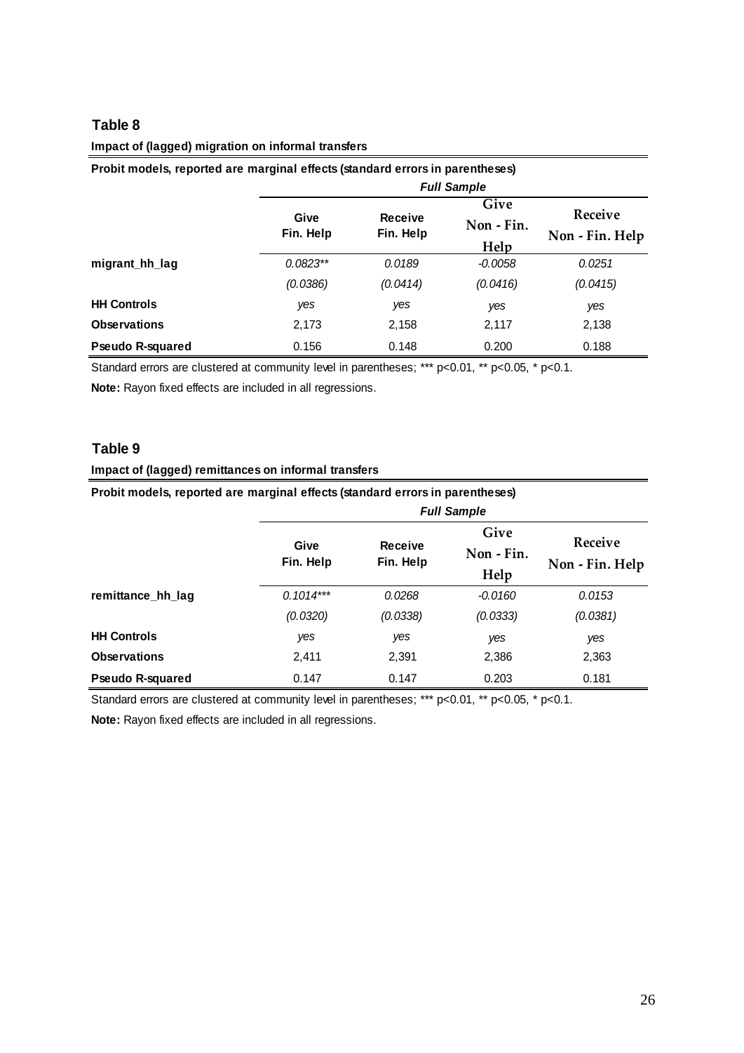## Table 8

**Impact of (lagged) migration on informal transfers**

**Probit models, reported are marginal effects (standard errors in parentheses)**

| | *Full Sample* | | | |
|---|---|---|---|---|
| | **Give Fin. Help** | **Receive Fin. Help** | **Give Non - Fin. Help** | **Receive Non - Fin. Help** |
| **migrant_hh_lag** | *0.0823*** | *0.0189* | *-0.0058* | *0.0251* |
| | *(0.0386)* | *(0.0414)* | *(0.0416)* | *(0.0415)* |
| **HH Controls** | *yes* | *yes* | *yes* | *yes* |
| **Observations** | 2,173 | 2,158 | 2,117 | 2,138 |
| **Pseudo R-squared** | 0.156 | 0.148 | 0.200 | 0.188 |

Standard errors are clustered at community level in parentheses; *** p<0.01, ** p<0.05, * p<0.1.

**Note:** Rayon fixed effects are included in all regressions.

## Table 9

**Impact of (lagged) remittances on informal transfers**

**Probit models, reported are marginal effects (standard errors in parentheses)**

| | *Full Sample* | | | |
|---|---|---|---|---|
| | **Give Fin. Help** | **Receive Fin. Help** | **Give Non - Fin. Help** | **Receive Non - Fin. Help** |
| **remittance_hh_lag** | *0.1014**** | *0.0268* | *-0.0160* | *0.0153* |
| | *(0.0320)* | *(0.0338)* | *(0.0333)* | *(0.0381)* |
| **HH Controls** | *yes* | *yes* | *yes* | *yes* |
| **Observations** | 2,411 | 2,391 | 2,386 | 2,363 |
| **Pseudo R-squared** | 0.147 | 0.147 | 0.203 | 0.181 |

Standard errors are clustered at community level in parentheses; *** p<0.01, ** p<0.05, * p<0.1.

**Note:** Rayon fixed effects are included in all regressions.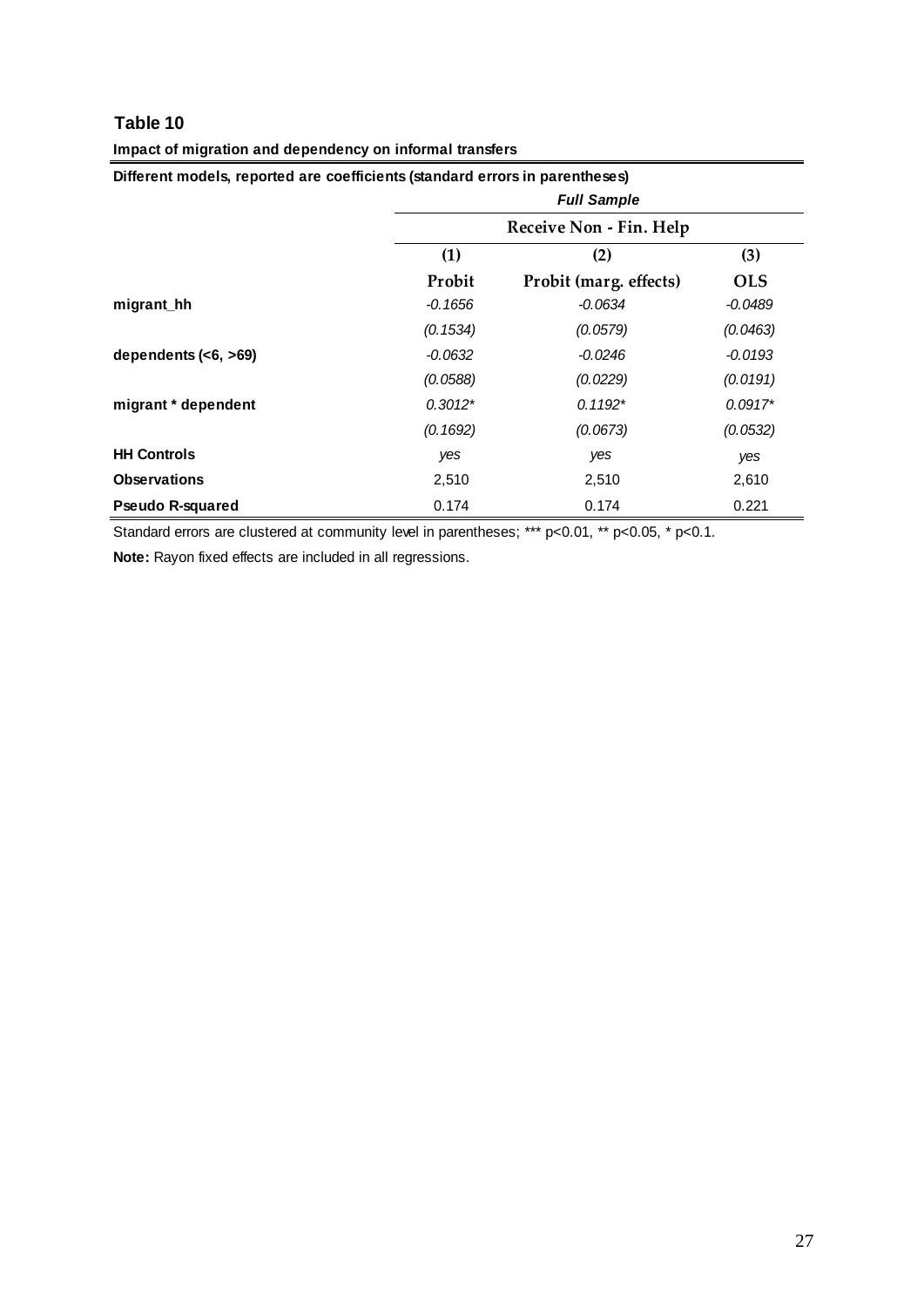## Table 10

**Impact of migration and dependency on informal transfers**

**Different models, reported are coefficients (standard errors in parentheses)**

| | *Full Sample* | | |
|---|---|---|---|
| | Receive Non - Fin. Help | | |
| | (1) | (2) | (3) |
| | Probit | Probit (marg. effects) | OLS |
| **migrant_hh** | *-0.1656* | *-0.0634* | *-0.0489* |
| | *(0.1534)* | *(0.0579)* | *(0.0463)* |
| **dependents (<6, >69)** | *-0.0632* | *-0.0246* | *-0.0193* |
| | *(0.0588)* | *(0.0229)* | *(0.0191)* |
| **migrant * dependent** | *0.3012** | *0.1192** | *0.0917** |
| | *(0.1692)* | *(0.0673)* | *(0.0532)* |
| **HH Controls** | *yes* | *yes* | *yes* |
| **Observations** | 2,510 | 2,510 | 2,610 |
| **Pseudo R-squared** | 0.174 | 0.174 | 0.221 |

Standard errors are clustered at community level in parentheses; *** p<0.01, ** p<0.05, * p<0.1.

**Note:** Rayon fixed effects are included in all regressions.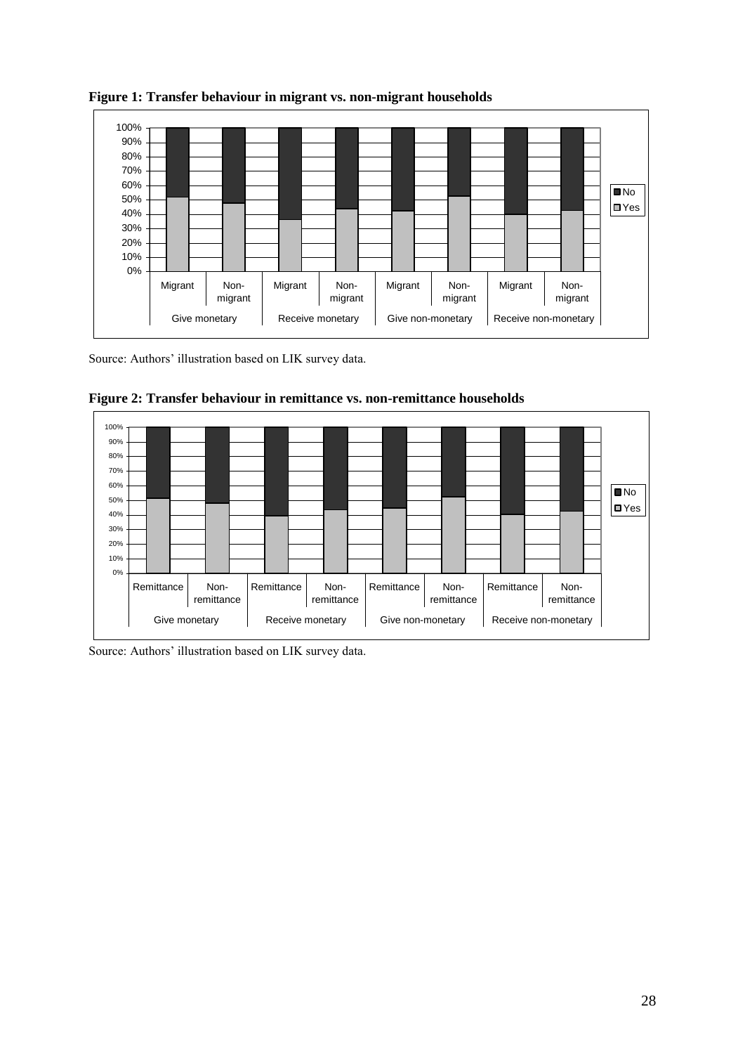**Figure 1: Transfer behaviour in migrant vs. non-migrant households**

100%
90%
80%
70%
60%
50%
40%
30%
20%
10%
0%

No
Yes

Migrant
Non-migrant
Migrant
Non-migrant
Migrant
Non-migrant
Migrant
Non-migrant

Give monetary
Receive monetary
Give non-monetary
Receive non-monetary

Source: Authors' illustration based on LIK survey data.

**Figure 2: Transfer behaviour in remittance vs. non-remittance households**

100%
90%
80%
70%
60%
50%
40%
30%
20%
10%
0%

No
Yes

Remittance
Non-remittance
Remittance
Non-remittance
Remittance
Non-remittance
Remittance
Non-remittance

Give monetary
Receive monetary
Give non-monetary
Receive non-monetary

Source: Authors' illustration based on LIK survey data.